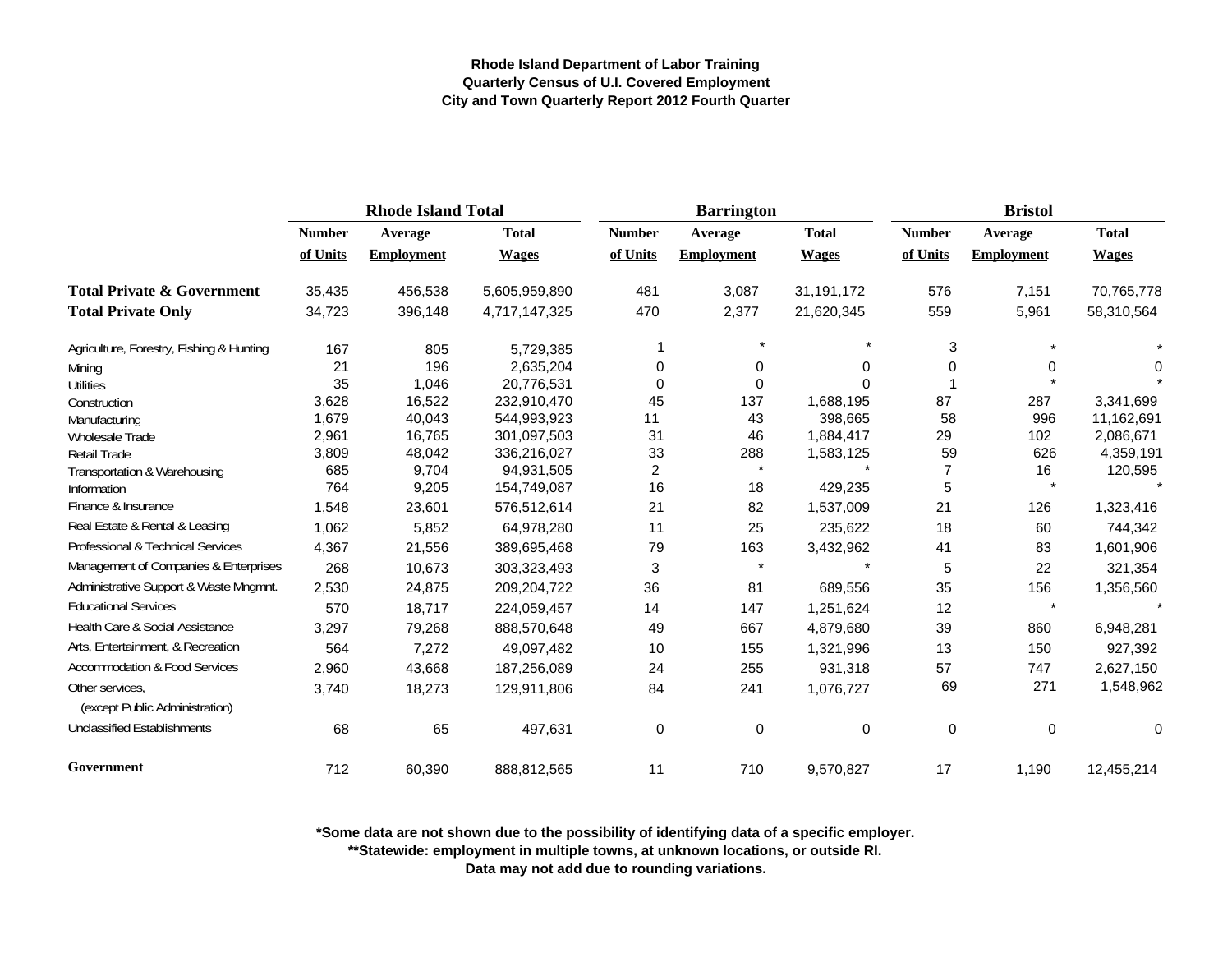**Rhode Island Department of Labor Training**
**Quarterly Census of U.I. Covered Employment**
**City and Town Quarterly Report 2012 Fourth Quarter**

| | Rhode Island Total | | | Barrington | | | Bristol | | |
|---|---|---|---|---|---|---|---|---|---|
| | Number of Units | Average Employment | Total Wages | Number of Units | Average Employment | Total Wages | Number of Units | Average Employment | Total Wages |
| **Total Private & Government** | 35,435 | 456,538 | 5,605,959,890 | 481 | 3,087 | 31,191,172 | 576 | 7,151 | 70,765,778 |
| **Total Private Only** | 34,723 | 396,148 | 4,717,147,325 | 470 | 2,377 | 21,620,345 | 559 | 5,961 | 58,310,564 |
| Agriculture, Forestry, Fishing & Hunting | 167 | 805 | 5,729,385 | 1 | * | * | 3 | * | * |
| Mining | 21 | 196 | 2,635,204 | 0 | 0 | 0 | 0 | 0 | 0 |
| Utilities | 35 | 1,046 | 20,776,531 | 0 | 0 | 0 | 1 | * | * |
| Construction | 3,628 | 16,522 | 232,910,470 | 45 | 137 | 1,688,195 | 87 | 287 | 3,341,699 |
| Manufacturing | 1,679 | 40,043 | 544,993,923 | 11 | 43 | 398,665 | 58 | 996 | 11,162,691 |
| Wholesale Trade | 2,961 | 16,765 | 301,097,503 | 31 | 46 | 1,884,417 | 29 | 102 | 2,086,671 |
| Retail Trade | 3,809 | 48,042 | 336,216,027 | 33 | 288 | 1,583,125 | 59 | 626 | 4,359,191 |
| Transportation & Warehousing | 685 | 9,704 | 94,931,505 | 2 | * | * | 7 | 16 | 120,595 |
| Information | 764 | 9,205 | 154,749,087 | 16 | 18 | 429,235 | 5 | * | * |
| Finance & Insurance | 1,548 | 23,601 | 576,512,614 | 21 | 82 | 1,537,009 | 21 | 126 | 1,323,416 |
| Real Estate & Rental & Leasing | 1,062 | 5,852 | 64,978,280 | 11 | 25 | 235,622 | 18 | 60 | 744,342 |
| Professional & Technical Services | 4,367 | 21,556 | 389,695,468 | 79 | 163 | 3,432,962 | 41 | 83 | 1,601,906 |
| Management of Companies & Enterprises | 268 | 10,673 | 303,323,493 | 3 | * | * | 5 | 22 | 321,354 |
| Administrative Support & Waste Mngmnt. | 2,530 | 24,875 | 209,204,722 | 36 | 81 | 689,556 | 35 | 156 | 1,356,560 |
| Educational Services | 570 | 18,717 | 224,059,457 | 14 | 147 | 1,251,624 | 12 | * | * |
| Health Care & Social Assistance | 3,297 | 79,268 | 888,570,648 | 49 | 667 | 4,879,680 | 39 | 860 | 6,948,281 |
| Arts, Entertainment, & Recreation | 564 | 7,272 | 49,097,482 | 10 | 155 | 1,321,996 | 13 | 150 | 927,392 |
| Accommodation & Food Services | 2,960 | 43,668 | 187,256,089 | 24 | 255 | 931,318 | 57 | 747 | 2,627,150 |
| Other services, (except Public Administration) | 3,740 | 18,273 | 129,911,806 | 84 | 241 | 1,076,727 | 69 | 271 | 1,548,962 |
| Unclassified Establishments | 68 | 65 | 497,631 | 0 | 0 | 0 | 0 | 0 | 0 |
| **Government** | 712 | 60,390 | 888,812,565 | 11 | 710 | 9,570,827 | 17 | 1,190 | 12,455,214 |

**\*Some data are not shown due to the possibility of identifying data of a specific employer.**
**\*\*Statewide: employment in multiple towns, at unknown locations, or outside RI.**
**Data may not add due to rounding variations.**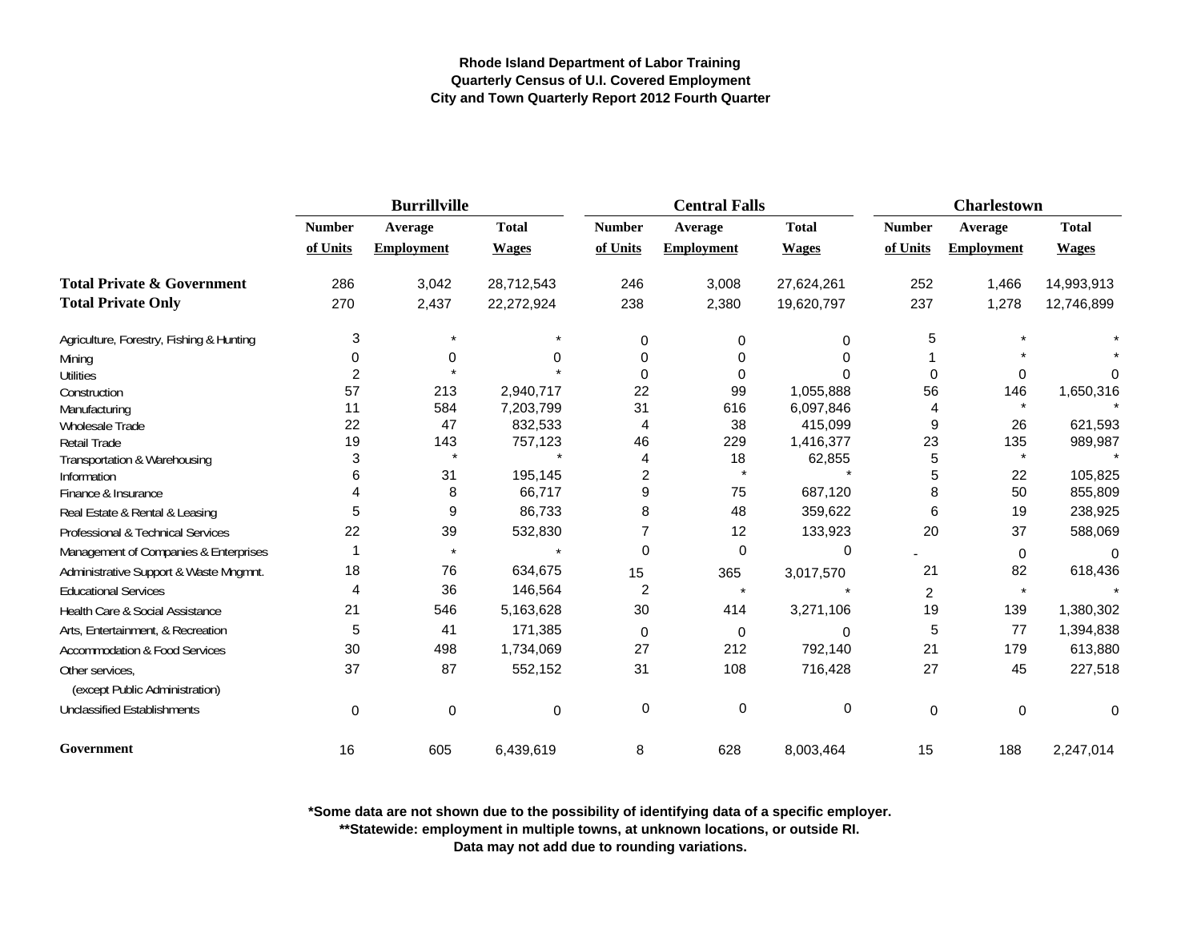**Rhode Island Department of Labor Training**
**Quarterly Census of U.I. Covered Employment**
**City and Town Quarterly Report 2012 Fourth Quarter**

| | Burrillville | | | Central Falls | | | Charlestown | | |
|---|---|---|---|---|---|---|---|---|---|
| | Number of Units | Average Employment | Total Wages | Number of Units | Average Employment | Total Wages | Number of Units | Average Employment | Total Wages |
| **Total Private & Government** | 286 | 3,042 | 28,712,543 | 246 | 3,008 | 27,624,261 | 252 | 1,466 | 14,993,913 |
| **Total Private Only** | 270 | 2,437 | 22,272,924 | 238 | 2,380 | 19,620,797 | 237 | 1,278 | 12,746,899 |
| Agriculture, Forestry, Fishing & Hunting | 3 | * | * | 0 | 0 | 0 | 5 | * | * |
| Mining | 0 | 0 | 0 | 0 | 0 | 0 | 1 | * | * |
| Utilities | 2 | * | * | 0 | 0 | 0 | 0 | 0 | 0 |
| Construction | 57 | 213 | 2,940,717 | 22 | 99 | 1,055,888 | 56 | 146 | 1,650,316 |
| Manufacturing | 11 | 584 | 7,203,799 | 31 | 616 | 6,097,846 | 4 | * | * |
| Wholesale Trade | 22 | 47 | 832,533 | 4 | 38 | 415,099 | 9 | 26 | 621,593 |
| Retail Trade | 19 | 143 | 757,123 | 46 | 229 | 1,416,377 | 23 | 135 | 989,987 |
| Transportation & Warehousing | 3 | * | * | 4 | 18 | 62,855 | 5 | * | * |
| Information | 6 | 31 | 195,145 | 2 | * | * | 5 | 22 | 105,825 |
| Finance & Insurance | 4 | 8 | 66,717 | 9 | 75 | 687,120 | 8 | 50 | 855,809 |
| Real Estate & Rental & Leasing | 5 | 9 | 86,733 | 8 | 48 | 359,622 | 6 | 19 | 238,925 |
| Professional & Technical Services | 22 | 39 | 532,830 | 7 | 12 | 133,923 | 20 | 37 | 588,069 |
| Management of Companies & Enterprises | 1 | * | * | 0 | 0 | 0 | - | 0 | 0 |
| Administrative Support & Waste Mngmnt. | 18 | 76 | 634,675 | 15 | 365 | 3,017,570 | 21 | 82 | 618,436 |
| Educational Services | 4 | 36 | 146,564 | 2 | * | * | 2 | * | * |
| Health Care & Social Assistance | 21 | 546 | 5,163,628 | 30 | 414 | 3,271,106 | 19 | 139 | 1,380,302 |
| Arts, Entertainment, & Recreation | 5 | 41 | 171,385 | 0 | 0 | 0 | 5 | 77 | 1,394,838 |
| Accommodation & Food Services | 30 | 498 | 1,734,069 | 27 | 212 | 792,140 | 21 | 179 | 613,880 |
| Other services, (except Public Administration) | 37 | 87 | 552,152 | 31 | 108 | 716,428 | 27 | 45 | 227,518 |
| Unclassified Establishments | 0 | 0 | 0 | 0 | 0 | 0 | 0 | 0 | 0 |
| **Government** | 16 | 605 | 6,439,619 | 8 | 628 | 8,003,464 | 15 | 188 | 2,247,014 |

**\*Some data are not shown due to the possibility of identifying data of a specific employer.**
**\*\*Statewide: employment in multiple towns, at unknown locations, or outside RI.**
**Data may not add due to rounding variations.**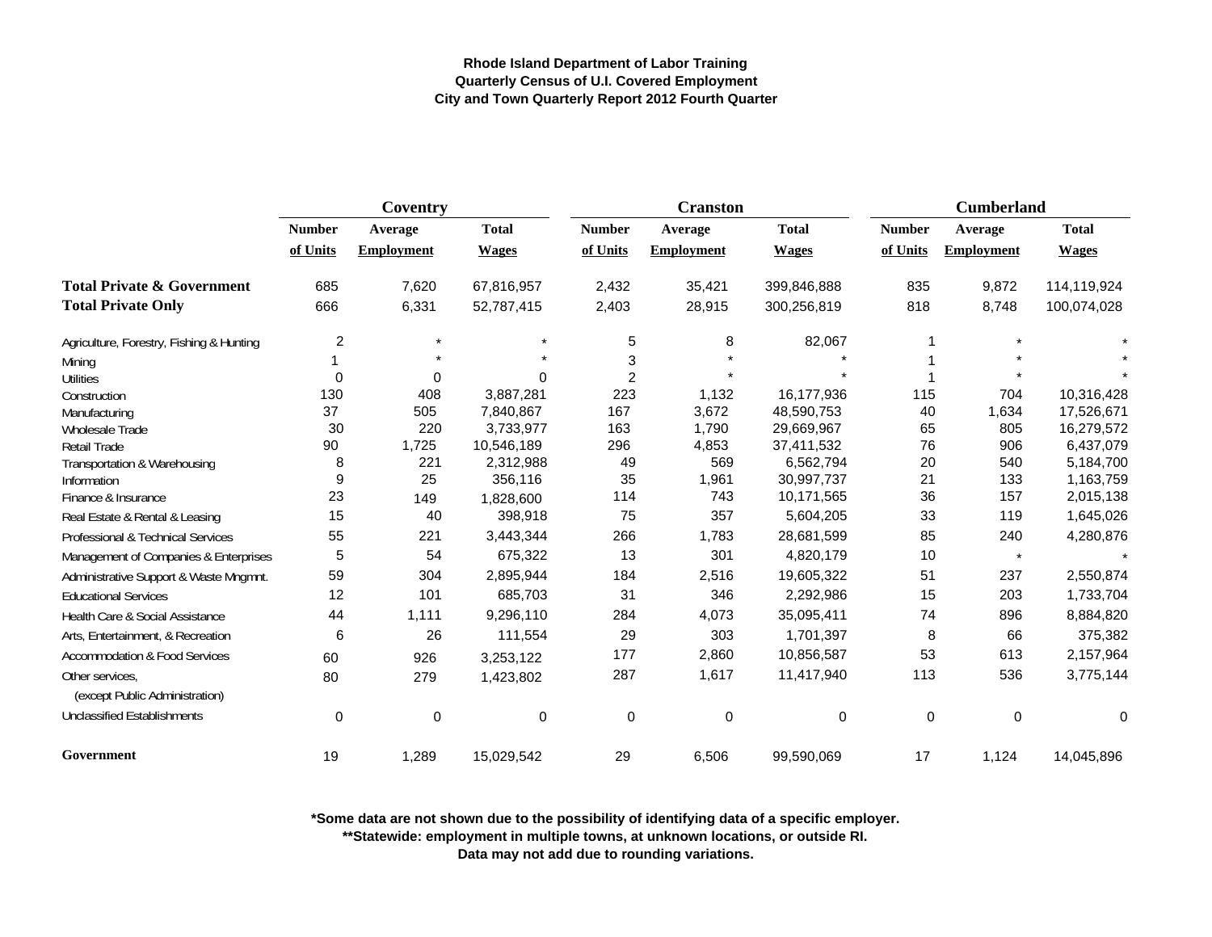**Rhode Island Department of Labor Training**
**Quarterly Census of U.I. Covered Employment**
**City and Town Quarterly Report 2012 Fourth Quarter**

| | Coventry | | | Cranston | | | Cumberland | | |
|---|---|---|---|---|---|---|---|---|---|
| | Number of Units | Average Employment | Total Wages | Number of Units | Average Employment | Total Wages | Number of Units | Average Employment | Total Wages |
| **Total Private & Government** | 685 | 7,620 | 67,816,957 | 2,432 | 35,421 | 399,846,888 | 835 | 9,872 | 114,119,924 |
| **Total Private Only** | 666 | 6,331 | 52,787,415 | 2,403 | 28,915 | 300,256,819 | 818 | 8,748 | 100,074,028 |
| Agriculture, Forestry, Fishing & Hunting | 2 | * | * | 5 | 8 | 82,067 | 1 | * | * |
| Mining | 1 | * | * | 3 | * | * | 1 | * | * |
| Utilities | 0 | 0 | 0 | 2 | * | * | 1 | * | * |
| Construction | 130 | 408 | 3,887,281 | 223 | 1,132 | 16,177,936 | 115 | 704 | 10,316,428 |
| Manufacturing | 37 | 505 | 7,840,867 | 167 | 3,672 | 48,590,753 | 40 | 1,634 | 17,526,671 |
| Wholesale Trade | 30 | 220 | 3,733,977 | 163 | 1,790 | 29,669,967 | 65 | 805 | 16,279,572 |
| Retail Trade | 90 | 1,725 | 10,546,189 | 296 | 4,853 | 37,411,532 | 76 | 906 | 6,437,079 |
| Transportation & Warehousing | 8 | 221 | 2,312,988 | 49 | 569 | 6,562,794 | 20 | 540 | 5,184,700 |
| Information | 9 | 25 | 356,116 | 35 | 1,961 | 30,997,737 | 21 | 133 | 1,163,759 |
| Finance & Insurance | 23 | 149 | 1,828,600 | 114 | 743 | 10,171,565 | 36 | 157 | 2,015,138 |
| Real Estate & Rental & Leasing | 15 | 40 | 398,918 | 75 | 357 | 5,604,205 | 33 | 119 | 1,645,026 |
| Professional & Technical Services | 55 | 221 | 3,443,344 | 266 | 1,783 | 28,681,599 | 85 | 240 | 4,280,876 |
| Management of Companies & Enterprises | 5 | 54 | 675,322 | 13 | 301 | 4,820,179 | 10 | * | * |
| Administrative Support & Waste Mngmnt. | 59 | 304 | 2,895,944 | 184 | 2,516 | 19,605,322 | 51 | 237 | 2,550,874 |
| Educational Services | 12 | 101 | 685,703 | 31 | 346 | 2,292,986 | 15 | 203 | 1,733,704 |
| Health Care & Social Assistance | 44 | 1,111 | 9,296,110 | 284 | 4,073 | 35,095,411 | 74 | 896 | 8,884,820 |
| Arts, Entertainment, & Recreation | 6 | 26 | 111,554 | 29 | 303 | 1,701,397 | 8 | 66 | 375,382 |
| Accommodation & Food Services | 60 | 926 | 3,253,122 | 177 | 2,860 | 10,856,587 | 53 | 613 | 2,157,964 |
| Other services, (except Public Administration) | 80 | 279 | 1,423,802 | 287 | 1,617 | 11,417,940 | 113 | 536 | 3,775,144 |
| Unclassified Establishments | 0 | 0 | 0 | 0 | 0 | 0 | 0 | 0 | 0 |
| **Government** | 19 | 1,289 | 15,029,542 | 29 | 6,506 | 99,590,069 | 17 | 1,124 | 14,045,896 |

**\*Some data are not shown due to the possibility of identifying data of a specific employer.**
**\*\*Statewide: employment in multiple towns, at unknown locations, or outside RI.**
**Data may not add due to rounding variations.**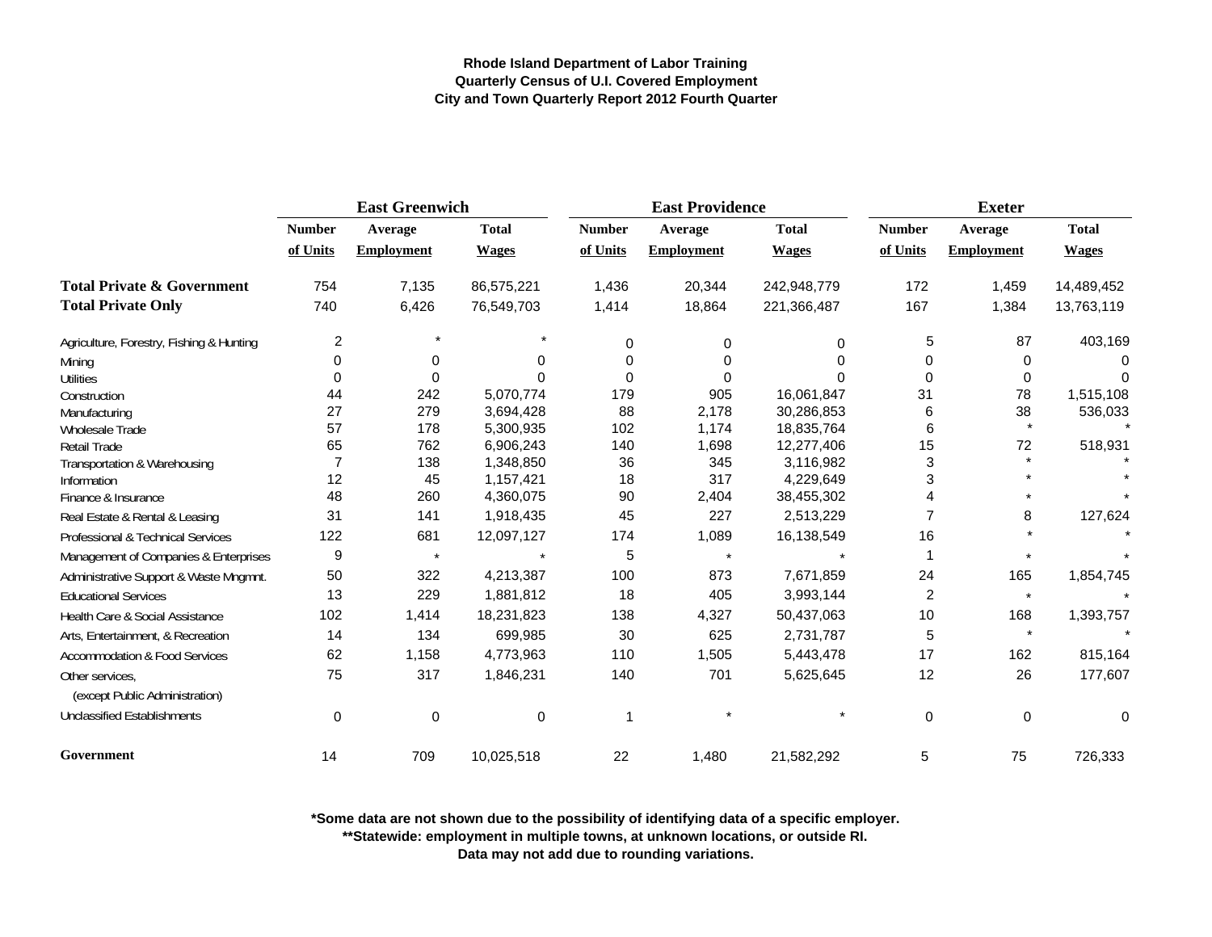**Rhode Island Department of Labor Training**
**Quarterly Census of U.I. Covered Employment**
**City and Town Quarterly Report 2012 Fourth Quarter**

| | East Greenwich | | | East Providence | | | Exeter | | |
|---|---|---|---|---|---|---|---|---|---|
| | Number of Units | Average Employment | Total Wages | Number of Units | Average Employment | Total Wages | Number of Units | Average Employment | Total Wages |
| **Total Private & Government** | 754 | 7,135 | 86,575,221 | 1,436 | 20,344 | 242,948,779 | 172 | 1,459 | 14,489,452 |
| **Total Private Only** | 740 | 6,426 | 76,549,703 | 1,414 | 18,864 | 221,366,487 | 167 | 1,384 | 13,763,119 |
| Agriculture, Forestry, Fishing & Hunting | 2 | * | * | 0 | 0 | 0 | 5 | 87 | 403,169 |
| Mining | 0 | 0 | 0 | 0 | 0 | 0 | 0 | 0 | 0 |
| Utilities | 0 | 0 | 0 | 0 | 0 | 0 | 0 | 0 | 0 |
| Construction | 44 | 242 | 5,070,774 | 179 | 905 | 16,061,847 | 31 | 78 | 1,515,108 |
| Manufacturing | 27 | 279 | 3,694,428 | 88 | 2,178 | 30,286,853 | 6 | 38 | 536,033 |
| Wholesale Trade | 57 | 178 | 5,300,935 | 102 | 1,174 | 18,835,764 | 6 | * | * |
| Retail Trade | 65 | 762 | 6,906,243 | 140 | 1,698 | 12,277,406 | 15 | 72 | 518,931 |
| Transportation & Warehousing | 7 | 138 | 1,348,850 | 36 | 345 | 3,116,982 | 3 | * | * |
| Information | 12 | 45 | 1,157,421 | 18 | 317 | 4,229,649 | 3 | * | * |
| Finance & Insurance | 48 | 260 | 4,360,075 | 90 | 2,404 | 38,455,302 | 4 | * | * |
| Real Estate & Rental & Leasing | 31 | 141 | 1,918,435 | 45 | 227 | 2,513,229 | 7 | 8 | 127,624 |
| Professional & Technical Services | 122 | 681 | 12,097,127 | 174 | 1,089 | 16,138,549 | 16 | * | * |
| Management of Companies & Enterprises | 9 | * | * | 5 | * | * | 1 | * | * |
| Administrative Support & Waste Mngmnt. | 50 | 322 | 4,213,387 | 100 | 873 | 7,671,859 | 24 | 165 | 1,854,745 |
| Educational Services | 13 | 229 | 1,881,812 | 18 | 405 | 3,993,144 | 2 | * | * |
| Health Care & Social Assistance | 102 | 1,414 | 18,231,823 | 138 | 4,327 | 50,437,063 | 10 | 168 | 1,393,757 |
| Arts, Entertainment, & Recreation | 14 | 134 | 699,985 | 30 | 625 | 2,731,787 | 5 | * | * |
| Accommodation & Food Services | 62 | 1,158 | 4,773,963 | 110 | 1,505 | 5,443,478 | 17 | 162 | 815,164 |
| Other services, (except Public Administration) | 75 | 317 | 1,846,231 | 140 | 701 | 5,625,645 | 12 | 26 | 177,607 |
| Unclassified Establishments | 0 | 0 | 0 | 1 | * | * | 0 | 0 | 0 |
| **Government** | 14 | 709 | 10,025,518 | 22 | 1,480 | 21,582,292 | 5 | 75 | 726,333 |

**\*Some data are not shown due to the possibility of identifying data of a specific employer.**
**\*\*Statewide: employment in multiple towns, at unknown locations, or outside RI.**
**Data may not add due to rounding variations.**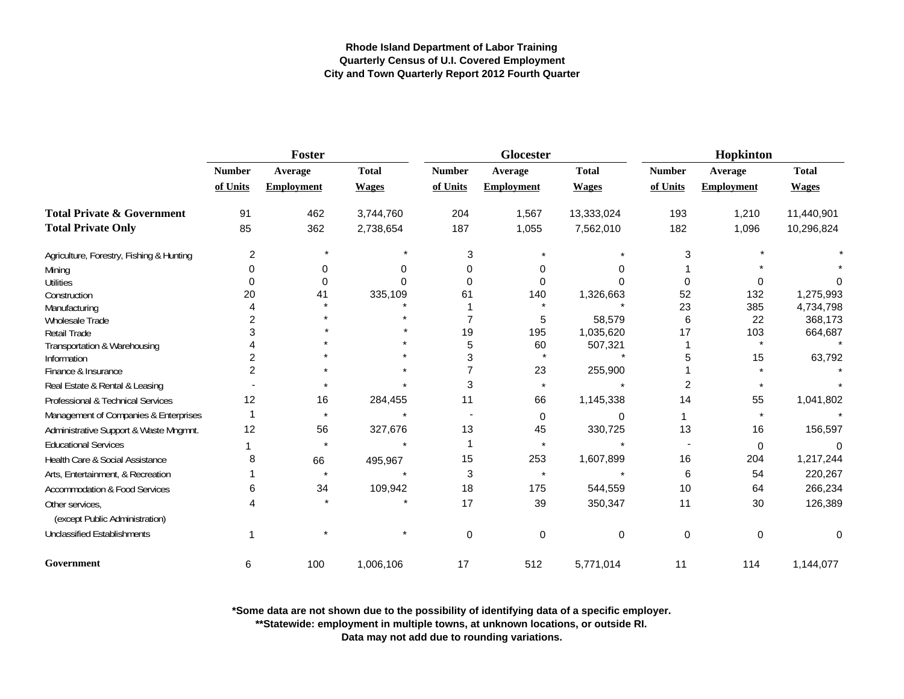**Rhode Island Department of Labor Training**
**Quarterly Census of U.I. Covered Employment**
**City and Town Quarterly Report 2012 Fourth Quarter**

| | Foster | | | Glocester | | | Hopkinton | | |
|---|---|---|---|---|---|---|---|---|---|
| | Number of Units | Average Employment | Total Wages | Number of Units | Average Employment | Total Wages | Number of Units | Average Employment | Total Wages |
| **Total Private & Government** | 91 | 462 | 3,744,760 | 204 | 1,567 | 13,333,024 | 193 | 1,210 | 11,440,901 |
| **Total Private Only** | 85 | 362 | 2,738,654 | 187 | 1,055 | 7,562,010 | 182 | 1,096 | 10,296,824 |
| Agriculture, Forestry, Fishing & Hunting | 2 | * | * | 3 | * | * | 3 | * | * |
| Mining | 0 | 0 | 0 | 0 | 0 | 0 | 1 | * | * |
| Utilities | 0 | 0 | 0 | 0 | 0 | 0 | 0 | 0 | 0 |
| Construction | 20 | 41 | 335,109 | 61 | 140 | 1,326,663 | 52 | 132 | 1,275,993 |
| Manufacturing | 4 | * | * | 1 | * | * | 23 | 385 | 4,734,798 |
| Wholesale Trade | 2 | * | * | 7 | 5 | 58,579 | 6 | 22 | 368,173 |
| Retail Trade | 3 | * | * | 19 | 195 | 1,035,620 | 17 | 103 | 664,687 |
| Transportation & Warehousing | 4 | * | * | 5 | 60 | 507,321 | 1 | * | * |
| Information | 2 | * | * | 3 | * | * | 5 | 15 | 63,792 |
| Finance & Insurance | 2 | * | * | 7 | 23 | 255,900 | 1 | * | * |
| Real Estate & Rental & Leasing | - | * | * | 3 | * | * | 2 | * | * |
| Professional & Technical Services | 12 | 16 | 284,455 | 11 | 66 | 1,145,338 | 14 | 55 | 1,041,802 |
| Management of Companies & Enterprises | 1 | * | * | - | 0 | 0 | 1 | * | * |
| Administrative Support & Waste Mngmnt. | 12 | 56 | 327,676 | 13 | 45 | 330,725 | 13 | 16 | 156,597 |
| Educational Services | 1 | * | * | 1 | * | * | - | 0 | 0 |
| Health Care & Social Assistance | 8 | 66 | 495,967 | 15 | 253 | 1,607,899 | 16 | 204 | 1,217,244 |
| Arts, Entertainment, & Recreation | 1 | * | * | 3 | * | * | 6 | 54 | 220,267 |
| Accommodation & Food Services | 6 | 34 | 109,942 | 18 | 175 | 544,559 | 10 | 64 | 266,234 |
| Other services, (except Public Administration) | 4 | * | * | 17 | 39 | 350,347 | 11 | 30 | 126,389 |
| Unclassified Establishments | 1 | * | * | 0 | 0 | 0 | 0 | 0 | 0 |
| **Government** | 6 | 100 | 1,006,106 | 17 | 512 | 5,771,014 | 11 | 114 | 1,144,077 |

**\*Some data are not shown due to the possibility of identifying data of a specific employer.**
**\*\*Statewide: employment in multiple towns, at unknown locations, or outside RI.**
**Data may not add due to rounding variations.**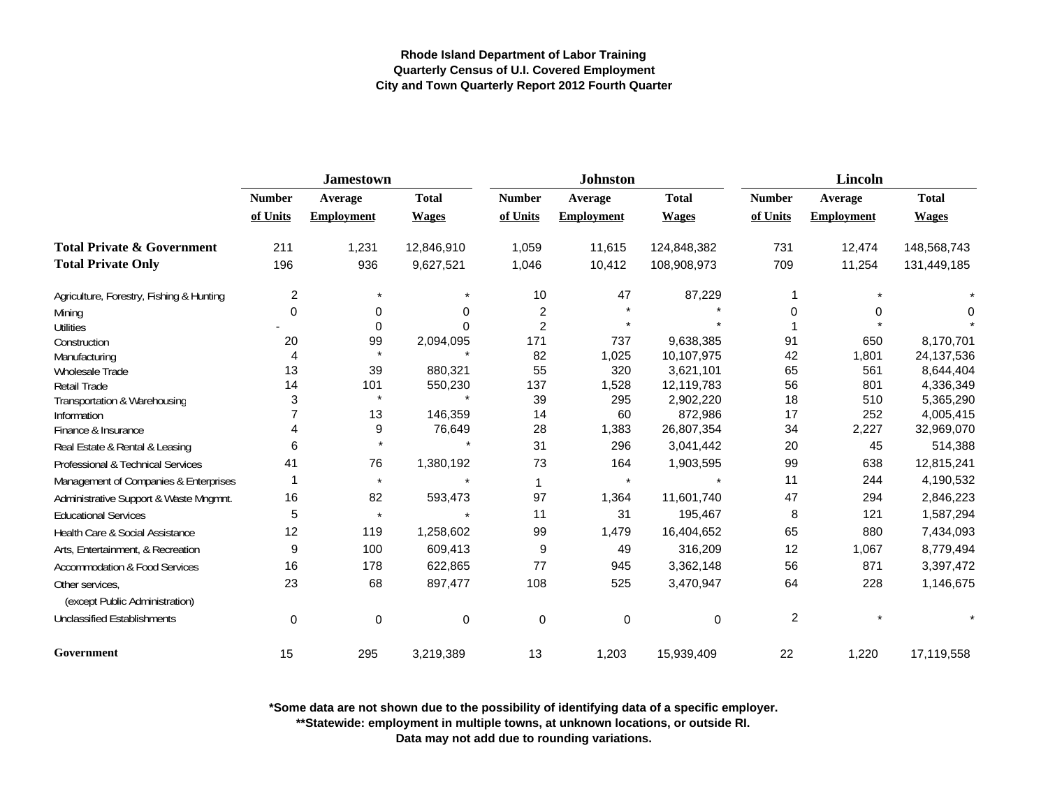**Rhode Island Department of Labor Training**
**Quarterly Census of U.I. Covered Employment**
**City and Town Quarterly Report 2012 Fourth Quarter**

| | Jamestown | | | Johnston | | | Lincoln | | |
|---|---|---|---|---|---|---|---|---|---|
| | Number of Units | Average Employment | Total Wages | Number of Units | Average Employment | Total Wages | Number of Units | Average Employment | Total Wages |
| **Total Private & Government** | 211 | 1,231 | 12,846,910 | 1,059 | 11,615 | 124,848,382 | 731 | 12,474 | 148,568,743 |
| **Total Private Only** | 196 | 936 | 9,627,521 | 1,046 | 10,412 | 108,908,973 | 709 | 11,254 | 131,449,185 |
| Agriculture, Forestry, Fishing & Hunting | 2 | * | * | 10 | 47 | 87,229 | 1 | * | * |
| Mining | 0 | 0 | 0 | 2 | * | * | 0 | 0 | 0 |
| Utilities | - | 0 | 0 | 2 | * | * | 1 | * | * |
| Construction | 20 | 99 | 2,094,095 | 171 | 737 | 9,638,385 | 91 | 650 | 8,170,701 |
| Manufacturing | 4 | * | * | 82 | 1,025 | 10,107,975 | 42 | 1,801 | 24,137,536 |
| Wholesale Trade | 13 | 39 | 880,321 | 55 | 320 | 3,621,101 | 65 | 561 | 8,644,404 |
| Retail Trade | 14 | 101 | 550,230 | 137 | 1,528 | 12,119,783 | 56 | 801 | 4,336,349 |
| Transportation & Warehousing | 3 | * | * | 39 | 295 | 2,902,220 | 18 | 510 | 5,365,290 |
| Information | 7 | 13 | 146,359 | 14 | 60 | 872,986 | 17 | 252 | 4,005,415 |
| Finance & Insurance | 4 | 9 | 76,649 | 28 | 1,383 | 26,807,354 | 34 | 2,227 | 32,969,070 |
| Real Estate & Rental & Leasing | 6 | * | * | 31 | 296 | 3,041,442 | 20 | 45 | 514,388 |
| Professional & Technical Services | 41 | 76 | 1,380,192 | 73 | 164 | 1,903,595 | 99 | 638 | 12,815,241 |
| Management of Companies & Enterprises | 1 | * | * | 1 | * | * | 11 | 244 | 4,190,532 |
| Administrative Support & Waste Mngmnt. | 16 | 82 | 593,473 | 97 | 1,364 | 11,601,740 | 47 | 294 | 2,846,223 |
| Educational Services | 5 | * | * | 11 | 31 | 195,467 | 8 | 121 | 1,587,294 |
| Health Care & Social Assistance | 12 | 119 | 1,258,602 | 99 | 1,479 | 16,404,652 | 65 | 880 | 7,434,093 |
| Arts, Entertainment, & Recreation | 9 | 100 | 609,413 | 9 | 49 | 316,209 | 12 | 1,067 | 8,779,494 |
| Accommodation & Food Services | 16 | 178 | 622,865 | 77 | 945 | 3,362,148 | 56 | 871 | 3,397,472 |
| Other services, (except Public Administration) | 23 | 68 | 897,477 | 108 | 525 | 3,470,947 | 64 | 228 | 1,146,675 |
| Unclassified Establishments | 0 | 0 | 0 | 0 | 0 | 0 | 2 | * | * |
| **Government** | 15 | 295 | 3,219,389 | 13 | 1,203 | 15,939,409 | 22 | 1,220 | 17,119,558 |

**\*Some data are not shown due to the possibility of identifying data of a specific employer.**
**\*\*Statewide: employment in multiple towns, at unknown locations, or outside RI.**
**Data may not add due to rounding variations.**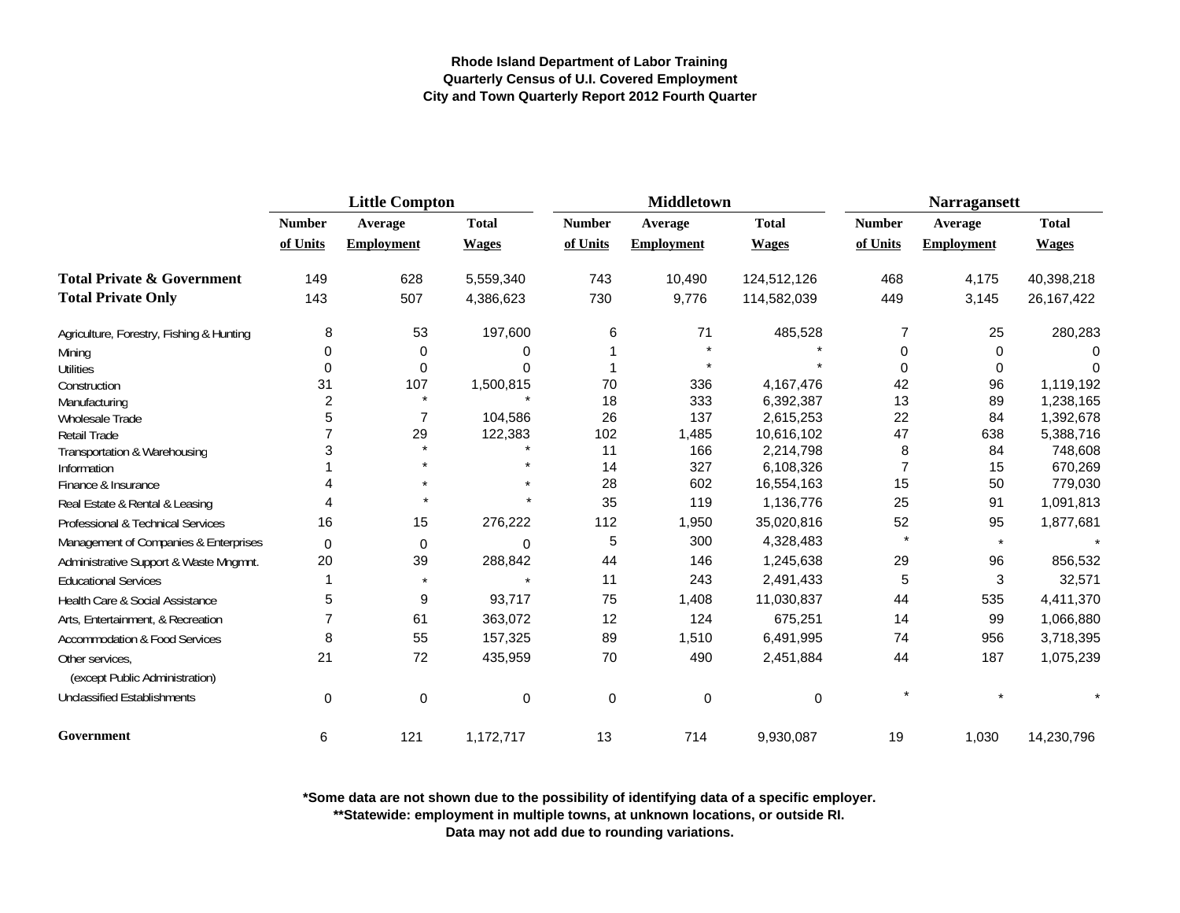**Rhode Island Department of Labor Training**
**Quarterly Census of U.I. Covered Employment**
**City and Town Quarterly Report 2012 Fourth Quarter**

| | Little Compton | | | Middletown | | | Narragansett | | |
|---|---|---|---|---|---|---|---|---|---|
| | Number of Units | Average Employment | Total Wages | Number of Units | Average Employment | Total Wages | Number of Units | Average Employment | Total Wages |
| **Total Private & Government** | 149 | 628 | 5,559,340 | 743 | 10,490 | 124,512,126 | 468 | 4,175 | 40,398,218 |
| **Total Private Only** | 143 | 507 | 4,386,623 | 730 | 9,776 | 114,582,039 | 449 | 3,145 | 26,167,422 |
| Agriculture, Forestry, Fishing & Hunting | 8 | 53 | 197,600 | 6 | 71 | 485,528 | 7 | 25 | 280,283 |
| Mining | 0 | 0 | 0 | 1 | * | * | 0 | 0 | 0 |
| Utilities | 0 | 0 | 0 | 1 | * | * | 0 | 0 | 0 |
| Construction | 31 | 107 | 1,500,815 | 70 | 336 | 4,167,476 | 42 | 96 | 1,119,192 |
| Manufacturing | 2 | * | * | 18 | 333 | 6,392,387 | 13 | 89 | 1,238,165 |
| Wholesale Trade | 5 | 7 | 104,586 | 26 | 137 | 2,615,253 | 22 | 84 | 1,392,678 |
| Retail Trade | 7 | 29 | 122,383 | 102 | 1,485 | 10,616,102 | 47 | 638 | 5,388,716 |
| Transportation & Warehousing | 3 | * | * | 11 | 166 | 2,214,798 | 8 | 84 | 748,608 |
| Information | 1 | * | * | 14 | 327 | 6,108,326 | 7 | 15 | 670,269 |
| Finance & Insurance | 4 | * | * | 28 | 602 | 16,554,163 | 15 | 50 | 779,030 |
| Real Estate & Rental & Leasing | 4 | * | * | 35 | 119 | 1,136,776 | 25 | 91 | 1,091,813 |
| Professional & Technical Services | 16 | 15 | 276,222 | 112 | 1,950 | 35,020,816 | 52 | 95 | 1,877,681 |
| Management of Companies & Enterprises | 0 | 0 | 0 | 5 | 300 | 4,328,483 | * | * | * |
| Administrative Support & Waste Mngmnt. | 20 | 39 | 288,842 | 44 | 146 | 1,245,638 | 29 | 96 | 856,532 |
| Educational Services | 1 | * | * | 11 | 243 | 2,491,433 | 5 | 3 | 32,571 |
| Health Care & Social Assistance | 5 | 9 | 93,717 | 75 | 1,408 | 11,030,837 | 44 | 535 | 4,411,370 |
| Arts, Entertainment, & Recreation | 7 | 61 | 363,072 | 12 | 124 | 675,251 | 14 | 99 | 1,066,880 |
| Accommodation & Food Services | 8 | 55 | 157,325 | 89 | 1,510 | 6,491,995 | 74 | 956 | 3,718,395 |
| Other services, (except Public Administration) | 21 | 72 | 435,959 | 70 | 490 | 2,451,884 | 44 | 187 | 1,075,239 |
| Unclassified Establishments | 0 | 0 | 0 | 0 | 0 | 0 | * | * | * |
| **Government** | 6 | 121 | 1,172,717 | 13 | 714 | 9,930,087 | 19 | 1,030 | 14,230,796 |

**\*Some data are not shown due to the possibility of identifying data of a specific employer.**
**\*\*Statewide: employment in multiple towns, at unknown locations, or outside RI.**
**Data may not add due to rounding variations.**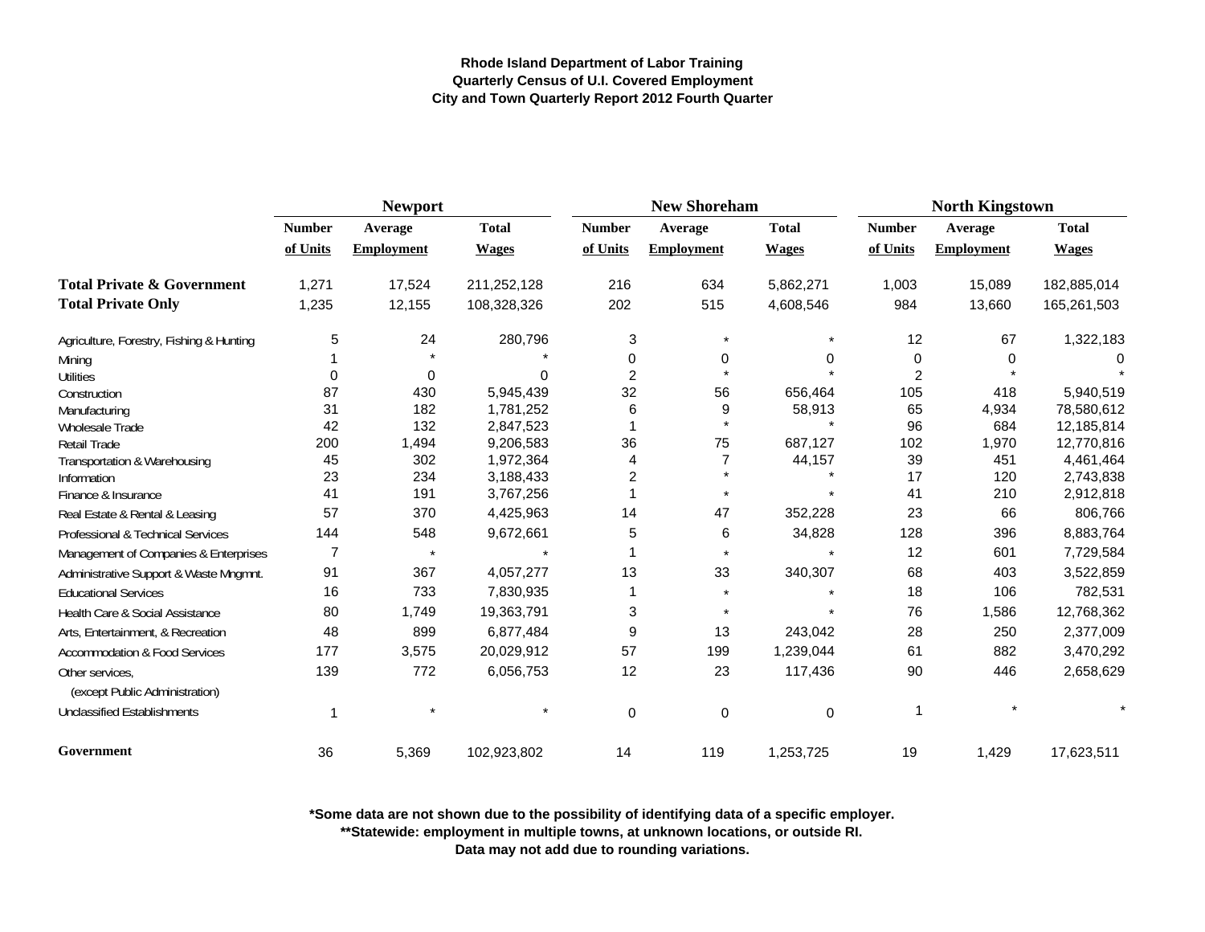**Rhode Island Department of Labor Training**
**Quarterly Census of U.I. Covered Employment**
**City and Town Quarterly Report 2012 Fourth Quarter**

| | Newport | | | New Shoreham | | | North Kingstown | | |
|---|---|---|---|---|---|---|---|---|---|
| | Number of Units | Average Employment | Total Wages | Number of Units | Average Employment | Total Wages | Number of Units | Average Employment | Total Wages |
| **Total Private & Government** | 1,271 | 17,524 | 211,252,128 | 216 | 634 | 5,862,271 | 1,003 | 15,089 | 182,885,014 |
| **Total Private Only** | 1,235 | 12,155 | 108,328,326 | 202 | 515 | 4,608,546 | 984 | 13,660 | 165,261,503 |
| Agriculture, Forestry, Fishing & Hunting | 5 | 24 | 280,796 | 3 | * | * | 12 | 67 | 1,322,183 |
| Mining | 1 | * | * | 0 | 0 | 0 | 0 | 0 | 0 |
| Utilities | 0 | 0 | 0 | 2 | * | * | 2 | * | * |
| Construction | 87 | 430 | 5,945,439 | 32 | 56 | 656,464 | 105 | 418 | 5,940,519 |
| Manufacturing | 31 | 182 | 1,781,252 | 6 | 9 | 58,913 | 65 | 4,934 | 78,580,612 |
| Wholesale Trade | 42 | 132 | 2,847,523 | 1 | * | * | 96 | 684 | 12,185,814 |
| Retail Trade | 200 | 1,494 | 9,206,583 | 36 | 75 | 687,127 | 102 | 1,970 | 12,770,816 |
| Transportation & Warehousing | 45 | 302 | 1,972,364 | 4 | 7 | 44,157 | 39 | 451 | 4,461,464 |
| Information | 23 | 234 | 3,188,433 | 2 | * | * | 17 | 120 | 2,743,838 |
| Finance & Insurance | 41 | 191 | 3,767,256 | 1 | * | * | 41 | 210 | 2,912,818 |
| Real Estate & Rental & Leasing | 57 | 370 | 4,425,963 | 14 | 47 | 352,228 | 23 | 66 | 806,766 |
| Professional & Technical Services | 144 | 548 | 9,672,661 | 5 | 6 | 34,828 | 128 | 396 | 8,883,764 |
| Management of Companies & Enterprises | 7 | * | * | 1 | * | * | 12 | 601 | 7,729,584 |
| Administrative Support & Waste Mngmnt. | 91 | 367 | 4,057,277 | 13 | 33 | 340,307 | 68 | 403 | 3,522,859 |
| Educational Services | 16 | 733 | 7,830,935 | 1 | * | * | 18 | 106 | 782,531 |
| Health Care & Social Assistance | 80 | 1,749 | 19,363,791 | 3 | * | * | 76 | 1,586 | 12,768,362 |
| Arts, Entertainment, & Recreation | 48 | 899 | 6,877,484 | 9 | 13 | 243,042 | 28 | 250 | 2,377,009 |
| Accommodation & Food Services | 177 | 3,575 | 20,029,912 | 57 | 199 | 1,239,044 | 61 | 882 | 3,470,292 |
| Other services, (except Public Administration) | 139 | 772 | 6,056,753 | 12 | 23 | 117,436 | 90 | 446 | 2,658,629 |
| Unclassified Establishments | 1 | * | * | 0 | 0 | 0 | 1 | * | * |
| **Government** | 36 | 5,369 | 102,923,802 | 14 | 119 | 1,253,725 | 19 | 1,429 | 17,623,511 |

**\*Some data are not shown due to the possibility of identifying data of a specific employer.**
**\*\*Statewide: employment in multiple towns, at unknown locations, or outside RI.**
**Data may not add due to rounding variations.**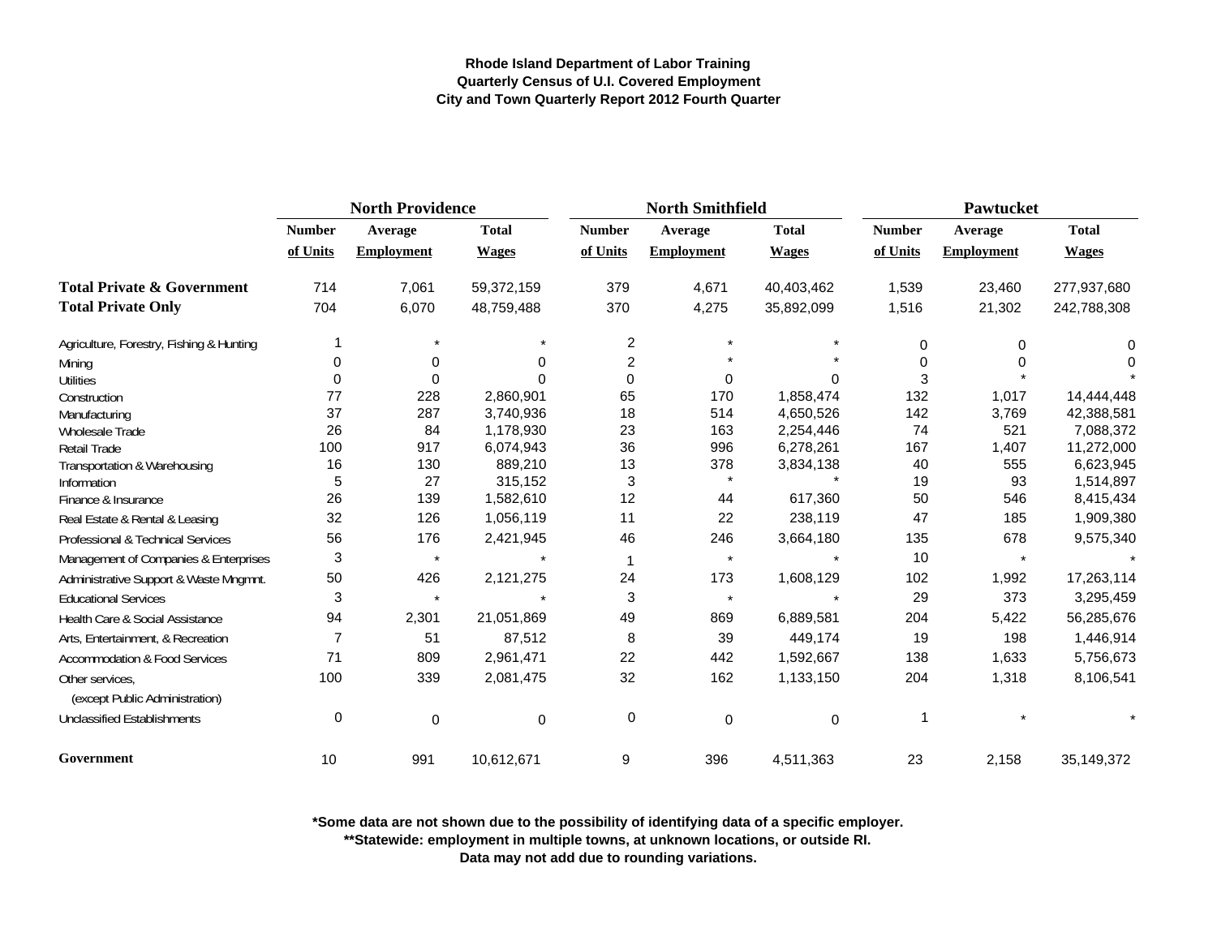# Rhode Island Department of Labor Training
## Quarterly Census of U.I. Covered Employment
## City and Town Quarterly Report 2012 Fourth Quarter

| | North Providence | | | North Smithfield | | | Pawtucket | | |
|---|---|---|---|---|---|---|---|---|---|
| | Number of Units | Average Employment | Total Wages | Number of Units | Average Employment | Total Wages | Number of Units | Average Employment | Total Wages |
| **Total Private & Government** | 714 | 7,061 | 59,372,159 | 379 | 4,671 | 40,403,462 | 1,539 | 23,460 | 277,937,680 |
| **Total Private Only** | 704 | 6,070 | 48,759,488 | 370 | 4,275 | 35,892,099 | 1,516 | 21,302 | 242,788,308 |
| Agriculture, Forestry, Fishing & Hunting | 1 | * | * | 2 | * | * | 0 | 0 | 0 |
| Mining | 0 | 0 | 0 | 2 | * | * | 0 | 0 | 0 |
| Utilities | 0 | 0 | 0 | 0 | 0 | 0 | 3 | * | * |
| Construction | 77 | 228 | 2,860,901 | 65 | 170 | 1,858,474 | 132 | 1,017 | 14,444,448 |
| Manufacturing | 37 | 287 | 3,740,936 | 18 | 514 | 4,650,526 | 142 | 3,769 | 42,388,581 |
| Wholesale Trade | 26 | 84 | 1,178,930 | 23 | 163 | 2,254,446 | 74 | 521 | 7,088,372 |
| Retail Trade | 100 | 917 | 6,074,943 | 36 | 996 | 6,278,261 | 167 | 1,407 | 11,272,000 |
| Transportation & Warehousing | 16 | 130 | 889,210 | 13 | 378 | 3,834,138 | 40 | 555 | 6,623,945 |
| Information | 5 | 27 | 315,152 | 3 | * | * | 19 | 93 | 1,514,897 |
| Finance & Insurance | 26 | 139 | 1,582,610 | 12 | 44 | 617,360 | 50 | 546 | 8,415,434 |
| Real Estate & Rental & Leasing | 32 | 126 | 1,056,119 | 11 | 22 | 238,119 | 47 | 185 | 1,909,380 |
| Professional & Technical Services | 56 | 176 | 2,421,945 | 46 | 246 | 3,664,180 | 135 | 678 | 9,575,340 |
| Management of Companies & Enterprises | 3 | * | * | 1 | * | * | 10 | * | * |
| Administrative Support & Waste Mngmnt. | 50 | 426 | 2,121,275 | 24 | 173 | 1,608,129 | 102 | 1,992 | 17,263,114 |
| Educational Services | 3 | * | * | 3 | * | * | 29 | 373 | 3,295,459 |
| Health Care & Social Assistance | 94 | 2,301 | 21,051,869 | 49 | 869 | 6,889,581 | 204 | 5,422 | 56,285,676 |
| Arts, Entertainment, & Recreation | 7 | 51 | 87,512 | 8 | 39 | 449,174 | 19 | 198 | 1,446,914 |
| Accommodation & Food Services | 71 | 809 | 2,961,471 | 22 | 442 | 1,592,667 | 138 | 1,633 | 5,756,673 |
| Other services, (except Public Administration) | 100 | 339 | 2,081,475 | 32 | 162 | 1,133,150 | 204 | 1,318 | 8,106,541 |
| Unclassified Establishments | 0 | 0 | 0 | 0 | 0 | 0 | 1 | * | * |
| **Government** | 10 | 991 | 10,612,671 | 9 | 396 | 4,511,363 | 23 | 2,158 | 35,149,372 |

**\*Some data are not shown due to the possibility of identifying data of a specific employer.**
**\*\*Statewide: employment in multiple towns, at unknown locations, or outside RI.**
**Data may not add due to rounding variations.**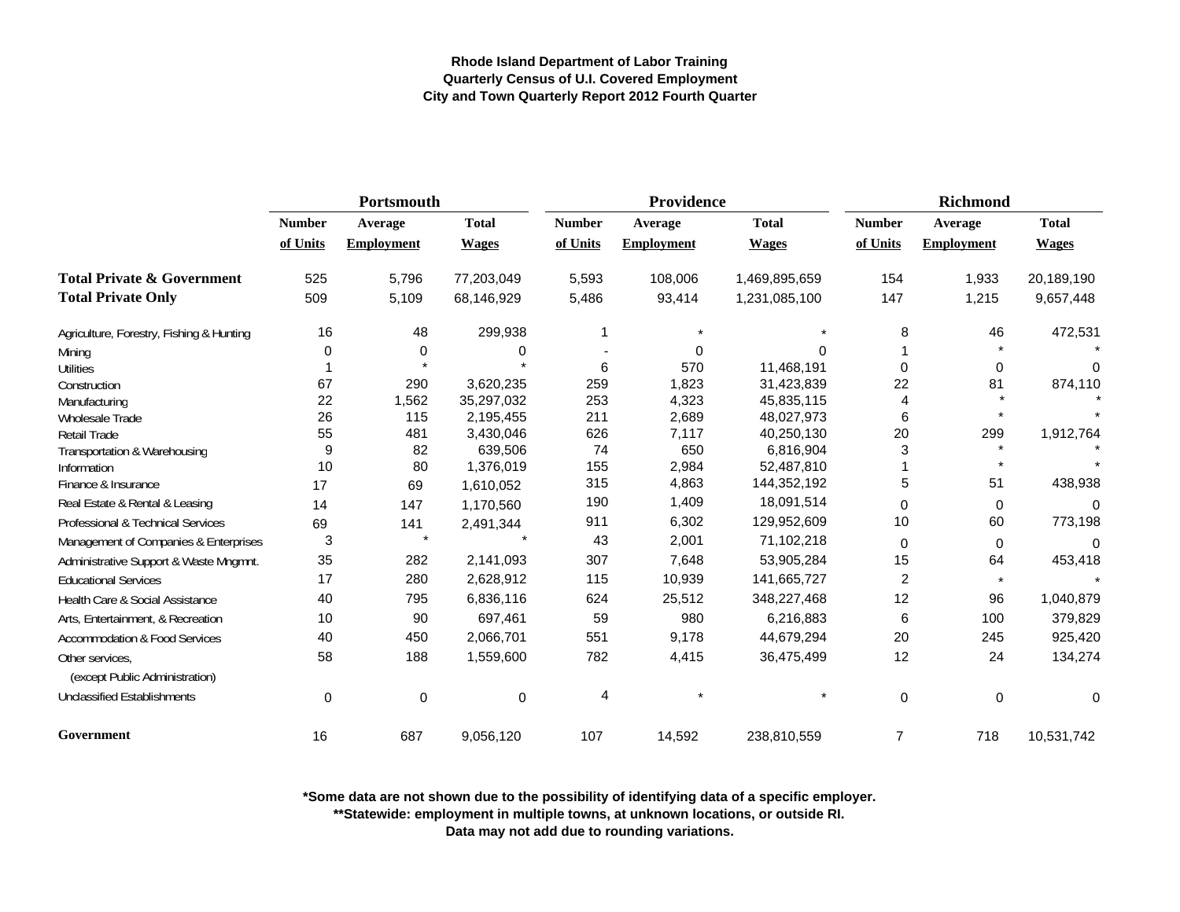**Rhode Island Department of Labor Training**
**Quarterly Census of U.I. Covered Employment**
**City and Town Quarterly Report 2012 Fourth Quarter**

| | Portsmouth | | | Providence | | | Richmond | | |
|---|---|---|---|---|---|---|---|---|---|
| | Number of Units | Average Employment | Total Wages | Number of Units | Average Employment | Total Wages | Number of Units | Average Employment | Total Wages |
| **Total Private & Government** | 525 | 5,796 | 77,203,049 | 5,593 | 108,006 | 1,469,895,659 | 154 | 1,933 | 20,189,190 |
| **Total Private Only** | 509 | 5,109 | 68,146,929 | 5,486 | 93,414 | 1,231,085,100 | 147 | 1,215 | 9,657,448 |
| Agriculture, Forestry, Fishing & Hunting | 16 | 48 | 299,938 | 1 | * | * | 8 | 46 | 472,531 |
| Mining | 0 | 0 | 0 | - | 0 | 0 | 1 | * | * |
| Utilities | 1 | * | * | 6 | 570 | 11,468,191 | 0 | 0 | 0 |
| Construction | 67 | 290 | 3,620,235 | 259 | 1,823 | 31,423,839 | 22 | 81 | 874,110 |
| Manufacturing | 22 | 1,562 | 35,297,032 | 253 | 4,323 | 45,835,115 | 4 | * | * |
| Wholesale Trade | 26 | 115 | 2,195,455 | 211 | 2,689 | 48,027,973 | 6 | * | * |
| Retail Trade | 55 | 481 | 3,430,046 | 626 | 7,117 | 40,250,130 | 20 | 299 | 1,912,764 |
| Transportation & Warehousing | 9 | 82 | 639,506 | 74 | 650 | 6,816,904 | 3 | * | * |
| Information | 10 | 80 | 1,376,019 | 155 | 2,984 | 52,487,810 | 1 | * | * |
| Finance & Insurance | 17 | 69 | 1,610,052 | 315 | 4,863 | 144,352,192 | 5 | 51 | 438,938 |
| Real Estate & Rental & Leasing | 14 | 147 | 1,170,560 | 190 | 1,409 | 18,091,514 | 0 | 0 | 0 |
| Professional & Technical Services | 69 | 141 | 2,491,344 | 911 | 6,302 | 129,952,609 | 10 | 60 | 773,198 |
| Management of Companies & Enterprises | 3 | * | * | 43 | 2,001 | 71,102,218 | 0 | 0 | 0 |
| Administrative Support & Waste Mngmnt. | 35 | 282 | 2,141,093 | 307 | 7,648 | 53,905,284 | 15 | 64 | 453,418 |
| Educational Services | 17 | 280 | 2,628,912 | 115 | 10,939 | 141,665,727 | 2 | * | * |
| Health Care & Social Assistance | 40 | 795 | 6,836,116 | 624 | 25,512 | 348,227,468 | 12 | 96 | 1,040,879 |
| Arts, Entertainment, & Recreation | 10 | 90 | 697,461 | 59 | 980 | 6,216,883 | 6 | 100 | 379,829 |
| Accommodation & Food Services | 40 | 450 | 2,066,701 | 551 | 9,178 | 44,679,294 | 20 | 245 | 925,420 |
| Other services, (except Public Administration) | 58 | 188 | 1,559,600 | 782 | 4,415 | 36,475,499 | 12 | 24 | 134,274 |
| Unclassified Establishments | 0 | 0 | 0 | 4 | * | * | 0 | 0 | 0 |
| **Government** | 16 | 687 | 9,056,120 | 107 | 14,592 | 238,810,559 | 7 | 718 | 10,531,742 |

**\*Some data are not shown due to the possibility of identifying data of a specific employer.**
**\*\*Statewide: employment in multiple towns, at unknown locations, or outside RI.**
**Data may not add due to rounding variations.**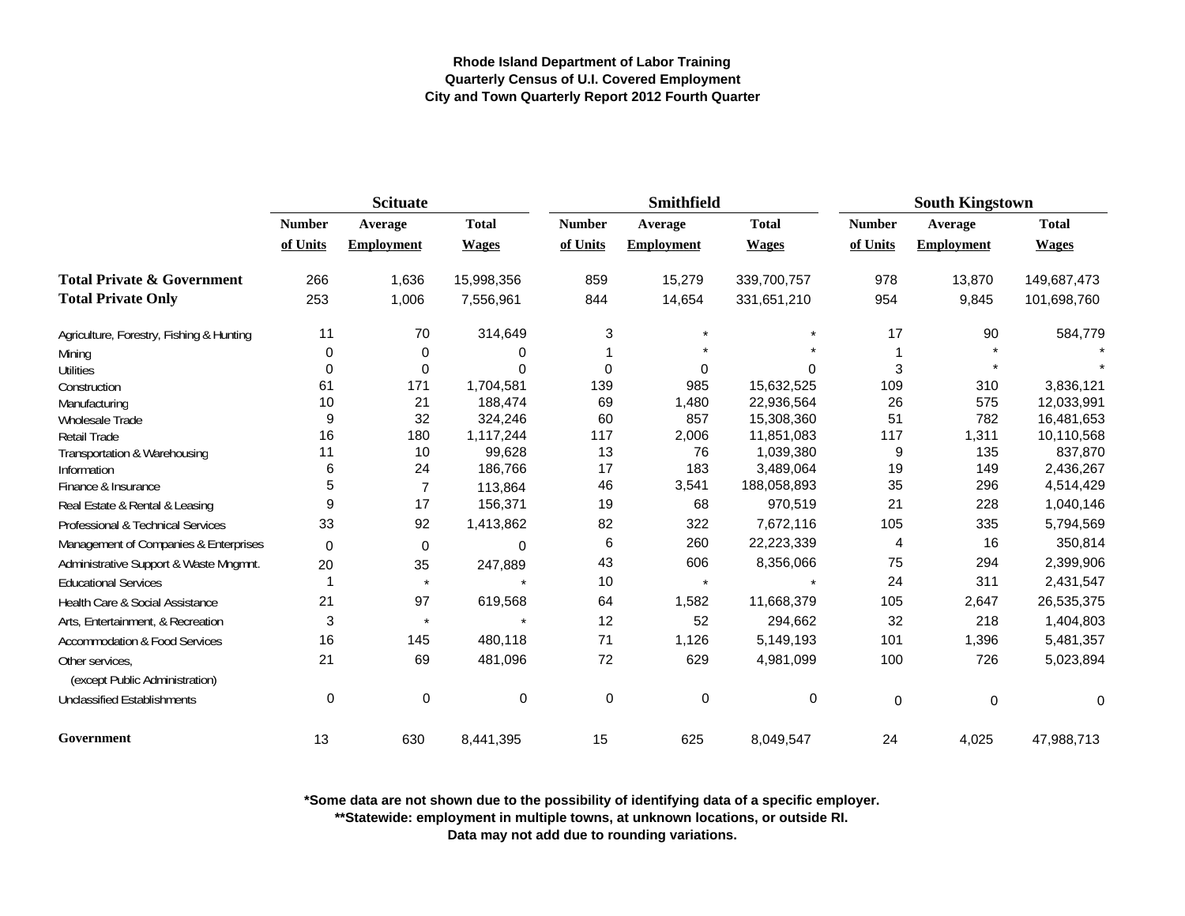**Rhode Island Department of Labor Training**
**Quarterly Census of U.I. Covered Employment**
**City and Town Quarterly Report 2012 Fourth Quarter**

| | Scituate | | | Smithfield | | | South Kingstown | | |
|---|---|---|---|---|---|---|---|---|---|
| | Number of Units | Average Employment | Total Wages | Number of Units | Average Employment | Total Wages | Number of Units | Average Employment | Total Wages |
| **Total Private & Government** | 266 | 1,636 | 15,998,356 | 859 | 15,279 | 339,700,757 | 978 | 13,870 | 149,687,473 |
| **Total Private Only** | 253 | 1,006 | 7,556,961 | 844 | 14,654 | 331,651,210 | 954 | 9,845 | 101,698,760 |
| Agriculture, Forestry, Fishing & Hunting | 11 | 70 | 314,649 | 3 | * | * | 17 | 90 | 584,779 |
| Mining | 0 | 0 | 0 | 1 | * | * | 1 | * | * |
| Utilities | 0 | 0 | 0 | 0 | 0 | 0 | 3 | * | * |
| Construction | 61 | 171 | 1,704,581 | 139 | 985 | 15,632,525 | 109 | 310 | 3,836,121 |
| Manufacturing | 10 | 21 | 188,474 | 69 | 1,480 | 22,936,564 | 26 | 575 | 12,033,991 |
| Wholesale Trade | 9 | 32 | 324,246 | 60 | 857 | 15,308,360 | 51 | 782 | 16,481,653 |
| Retail Trade | 16 | 180 | 1,117,244 | 117 | 2,006 | 11,851,083 | 117 | 1,311 | 10,110,568 |
| Transportation & Warehousing | 11 | 10 | 99,628 | 13 | 76 | 1,039,380 | 9 | 135 | 837,870 |
| Information | 6 | 24 | 186,766 | 17 | 183 | 3,489,064 | 19 | 149 | 2,436,267 |
| Finance & Insurance | 5 | 7 | 113,864 | 46 | 3,541 | 188,058,893 | 35 | 296 | 4,514,429 |
| Real Estate & Rental & Leasing | 9 | 17 | 156,371 | 19 | 68 | 970,519 | 21 | 228 | 1,040,146 |
| Professional & Technical Services | 33 | 92 | 1,413,862 | 82 | 322 | 7,672,116 | 105 | 335 | 5,794,569 |
| Management of Companies & Enterprises | 0 | 0 | 0 | 6 | 260 | 22,223,339 | 4 | 16 | 350,814 |
| Administrative Support & Waste Mngmnt. | 20 | 35 | 247,889 | 43 | 606 | 8,356,066 | 75 | 294 | 2,399,906 |
| Educational Services | 1 | * | * | 10 | * | * | 24 | 311 | 2,431,547 |
| Health Care & Social Assistance | 21 | 97 | 619,568 | 64 | 1,582 | 11,668,379 | 105 | 2,647 | 26,535,375 |
| Arts, Entertainment, & Recreation | 3 | * | * | 12 | 52 | 294,662 | 32 | 218 | 1,404,803 |
| Accommodation & Food Services | 16 | 145 | 480,118 | 71 | 1,126 | 5,149,193 | 101 | 1,396 | 5,481,357 |
| Other services, (except Public Administration) | 21 | 69 | 481,096 | 72 | 629 | 4,981,099 | 100 | 726 | 5,023,894 |
| Unclassified Establishments | 0 | 0 | 0 | 0 | 0 | 0 | 0 | 0 | 0 |
| **Government** | 13 | 630 | 8,441,395 | 15 | 625 | 8,049,547 | 24 | 4,025 | 47,988,713 |

**\*Some data are not shown due to the possibility of identifying data of a specific employer.**
**\*\*Statewide: employment in multiple towns, at unknown locations, or outside RI.**
**Data may not add due to rounding variations.**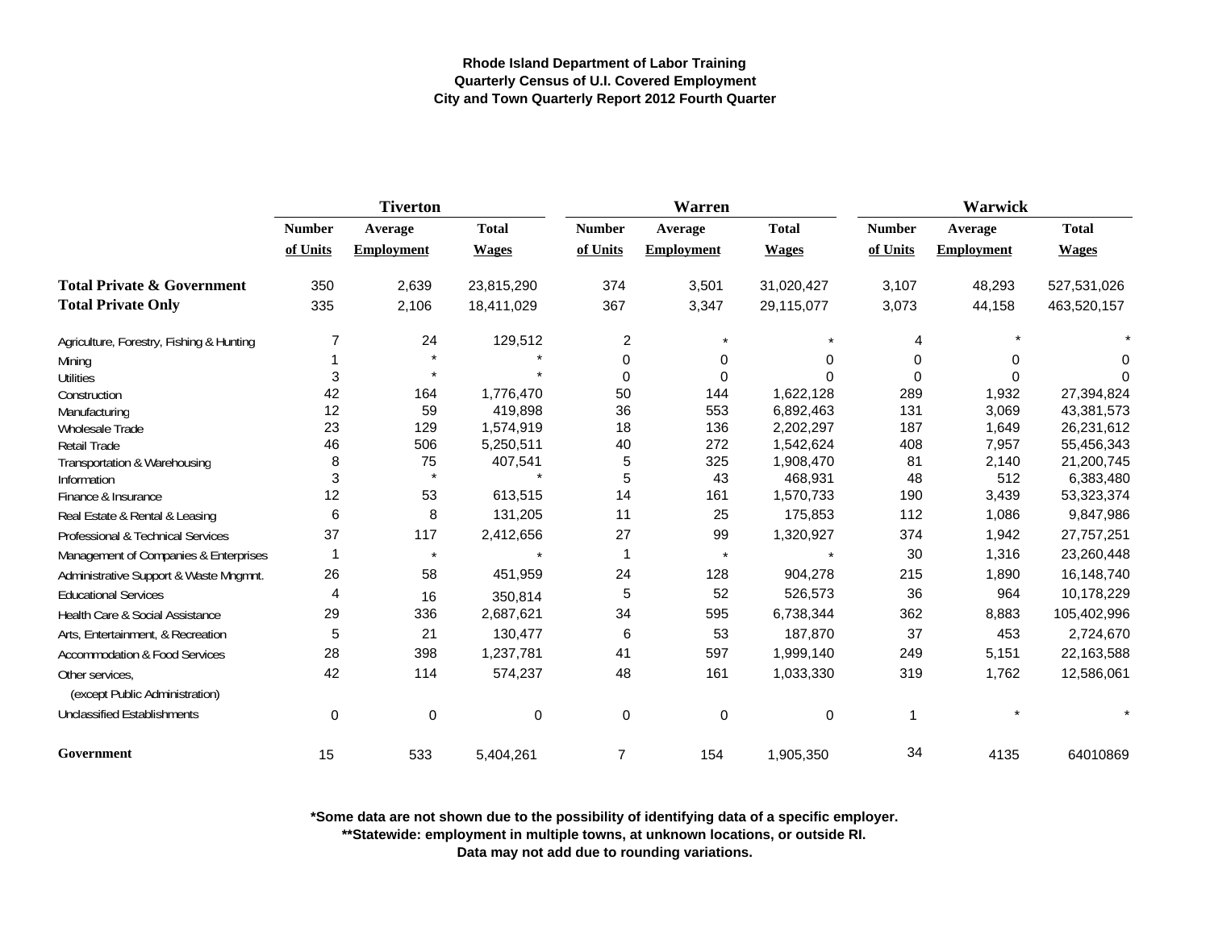**Rhode Island Department of Labor Training**
**Quarterly Census of U.I. Covered Employment**
**City and Town Quarterly Report 2012 Fourth Quarter**

| | Tiverton | | | Warren | | | Warwick | | |
|---|---|---|---|---|---|---|---|---|---|
| | Number of Units | Average Employment | Total Wages | Number of Units | Average Employment | Total Wages | Number of Units | Average Employment | Total Wages |
| **Total Private & Government** | 350 | 2,639 | 23,815,290 | 374 | 3,501 | 31,020,427 | 3,107 | 48,293 | 527,531,026 |
| **Total Private Only** | 335 | 2,106 | 18,411,029 | 367 | 3,347 | 29,115,077 | 3,073 | 44,158 | 463,520,157 |
| Agriculture, Forestry, Fishing & Hunting | 7 | 24 | 129,512 | 2 | * | * | 4 | * | * |
| Mining | 1 | * | * | 0 | 0 | 0 | 0 | 0 | 0 |
| Utilities | 3 | * | * | 0 | 0 | 0 | 0 | 0 | 0 |
| Construction | 42 | 164 | 1,776,470 | 50 | 144 | 1,622,128 | 289 | 1,932 | 27,394,824 |
| Manufacturing | 12 | 59 | 419,898 | 36 | 553 | 6,892,463 | 131 | 3,069 | 43,381,573 |
| Wholesale Trade | 23 | 129 | 1,574,919 | 18 | 136 | 2,202,297 | 187 | 1,649 | 26,231,612 |
| Retail Trade | 46 | 506 | 5,250,511 | 40 | 272 | 1,542,624 | 408 | 7,957 | 55,456,343 |
| Transportation & Warehousing | 8 | 75 | 407,541 | 5 | 325 | 1,908,470 | 81 | 2,140 | 21,200,745 |
| Information | 3 | * | * | 5 | 43 | 468,931 | 48 | 512 | 6,383,480 |
| Finance & Insurance | 12 | 53 | 613,515 | 14 | 161 | 1,570,733 | 190 | 3,439 | 53,323,374 |
| Real Estate & Rental & Leasing | 6 | 8 | 131,205 | 11 | 25 | 175,853 | 112 | 1,086 | 9,847,986 |
| Professional & Technical Services | 37 | 117 | 2,412,656 | 27 | 99 | 1,320,927 | 374 | 1,942 | 27,757,251 |
| Management of Companies & Enterprises | 1 | * | * | 1 | * | * | 30 | 1,316 | 23,260,448 |
| Administrative Support & Waste Mngmnt. | 26 | 58 | 451,959 | 24 | 128 | 904,278 | 215 | 1,890 | 16,148,740 |
| Educational Services | 4 | 16 | 350,814 | 5 | 52 | 526,573 | 36 | 964 | 10,178,229 |
| Health Care & Social Assistance | 29 | 336 | 2,687,621 | 34 | 595 | 6,738,344 | 362 | 8,883 | 105,402,996 |
| Arts, Entertainment, & Recreation | 5 | 21 | 130,477 | 6 | 53 | 187,870 | 37 | 453 | 2,724,670 |
| Accommodation & Food Services | 28 | 398 | 1,237,781 | 41 | 597 | 1,999,140 | 249 | 5,151 | 22,163,588 |
| Other services, (except Public Administration) | 42 | 114 | 574,237 | 48 | 161 | 1,033,330 | 319 | 1,762 | 12,586,061 |
| Unclassified Establishments | 0 | 0 | 0 | 0 | 0 | 0 | 1 | * | * |
| **Government** | 15 | 533 | 5,404,261 | 7 | 154 | 1,905,350 | 34 | 4135 | 64010869 |

**\*Some data are not shown due to the possibility of identifying data of a specific employer.**
**\*\*Statewide: employment in multiple towns, at unknown locations, or outside RI.**
**Data may not add due to rounding variations.**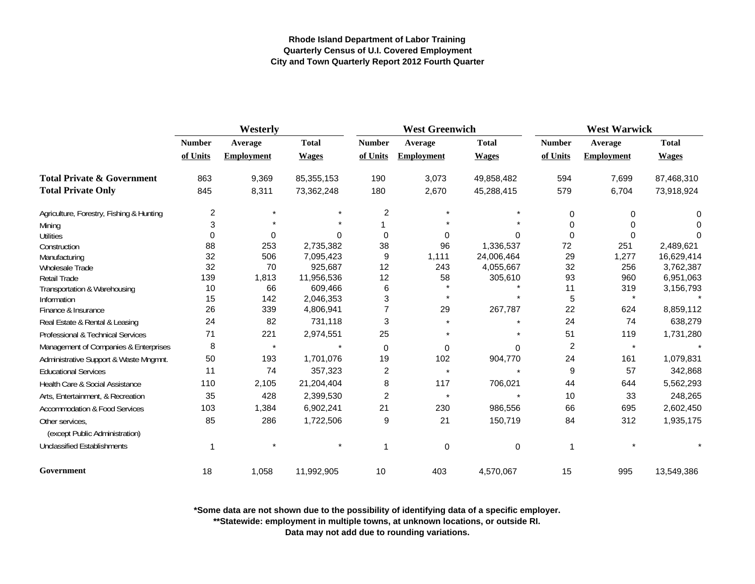**Rhode Island Department of Labor Training**
**Quarterly Census of U.I. Covered Employment**
**City and Town Quarterly Report 2012 Fourth Quarter**

| | Westerly | | | West Greenwich | | | West Warwick | | |
|---|---|---|---|---|---|---|---|---|---|
| | Number of Units | Average Employment | Total Wages | Number of Units | Average Employment | Total Wages | Number of Units | Average Employment | Total Wages |
| **Total Private & Government** | 863 | 9,369 | 85,355,153 | 190 | 3,073 | 49,858,482 | 594 | 7,699 | 87,468,310 |
| **Total Private Only** | 845 | 8,311 | 73,362,248 | 180 | 2,670 | 45,288,415 | 579 | 6,704 | 73,918,924 |
| Agriculture, Forestry, Fishing & Hunting | 2 | * | * | 2 | * | * | 0 | 0 | 0 |
| Mining | 3 | * | * | 1 | * | * | 0 | 0 | 0 |
| Utilities | 0 | 0 | 0 | 0 | 0 | 0 | 0 | 0 | 0 |
| Construction | 88 | 253 | 2,735,382 | 38 | 96 | 1,336,537 | 72 | 251 | 2,489,621 |
| Manufacturing | 32 | 506 | 7,095,423 | 9 | 1,111 | 24,006,464 | 29 | 1,277 | 16,629,414 |
| Wholesale Trade | 32 | 70 | 925,687 | 12 | 243 | 4,055,667 | 32 | 256 | 3,762,387 |
| Retail Trade | 139 | 1,813 | 11,956,536 | 12 | 58 | 305,610 | 93 | 960 | 6,951,063 |
| Transportation & Warehousing | 10 | 66 | 609,466 | 6 | * | * | 11 | 319 | 3,156,793 |
| Information | 15 | 142 | 2,046,353 | 3 | * | * | 5 | * | * |
| Finance & Insurance | 26 | 339 | 4,806,941 | 7 | 29 | 267,787 | 22 | 624 | 8,859,112 |
| Real Estate & Rental & Leasing | 24 | 82 | 731,118 | 3 | * | * | 24 | 74 | 638,279 |
| Professional & Technical Services | 71 | 221 | 2,974,551 | 25 | * | * | 51 | 119 | 1,731,280 |
| Management of Companies & Enterprises | 8 | * | * | 0 | 0 | 0 | 2 | * | * |
| Administrative Support & Waste Mngmnt. | 50 | 193 | 1,701,076 | 19 | 102 | 904,770 | 24 | 161 | 1,079,831 |
| Educational Services | 11 | 74 | 357,323 | 2 | * | * | 9 | 57 | 342,868 |
| Health Care & Social Assistance | 110 | 2,105 | 21,204,404 | 8 | 117 | 706,021 | 44 | 644 | 5,562,293 |
| Arts, Entertainment, & Recreation | 35 | 428 | 2,399,530 | 2 | * | * | 10 | 33 | 248,265 |
| Accommodation & Food Services | 103 | 1,384 | 6,902,241 | 21 | 230 | 986,556 | 66 | 695 | 2,602,450 |
| Other services, (except Public Administration) | 85 | 286 | 1,722,506 | 9 | 21 | 150,719 | 84 | 312 | 1,935,175 |
| Unclassified Establishments | 1 | * | * | 1 | 0 | 0 | 1 | * | * |
| **Government** | 18 | 1,058 | 11,992,905 | 10 | 403 | 4,570,067 | 15 | 995 | 13,549,386 |

**\*Some data are not shown due to the possibility of identifying data of a specific employer.**
**\*\*Statewide: employment in multiple towns, at unknown locations, or outside RI.**
**Data may not add due to rounding variations.**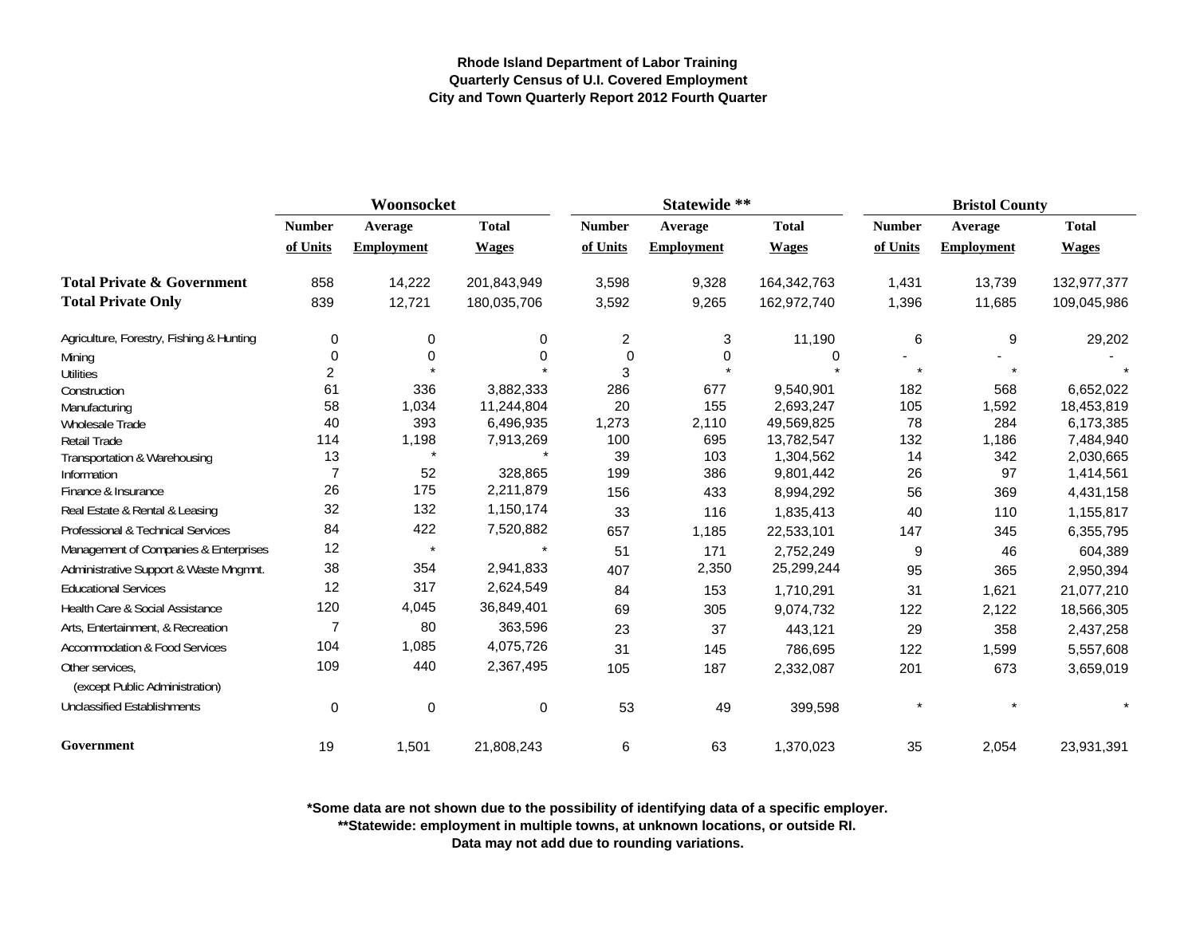**Rhode Island Department of Labor Training**
**Quarterly Census of U.I. Covered Employment**
**City and Town Quarterly Report 2012 Fourth Quarter**

| | Woonsocket | | | Statewide ** | | | Bristol County | | |
|---|---|---|---|---|---|---|---|---|---|
| | Number of Units | Average Employment | Total Wages | Number of Units | Average Employment | Total Wages | Number of Units | Average Employment | Total Wages |
| **Total Private & Government** | 858 | 14,222 | 201,843,949 | 3,598 | 9,328 | 164,342,763 | 1,431 | 13,739 | 132,977,377 |
| **Total Private Only** | 839 | 12,721 | 180,035,706 | 3,592 | 9,265 | 162,972,740 | 1,396 | 11,685 | 109,045,986 |
| Agriculture, Forestry, Fishing & Hunting | 0 | 0 | 0 | 2 | 3 | 11,190 | 6 | 9 | 29,202 |
| Mining | 0 | 0 | 0 | 0 | 0 | 0 | - | - | - |
| Utilities | 2 | * | * | 3 | * | * | * | * | * |
| Construction | 61 | 336 | 3,882,333 | 286 | 677 | 9,540,901 | 182 | 568 | 6,652,022 |
| Manufacturing | 58 | 1,034 | 11,244,804 | 20 | 155 | 2,693,247 | 105 | 1,592 | 18,453,819 |
| Wholesale Trade | 40 | 393 | 6,496,935 | 1,273 | 2,110 | 49,569,825 | 78 | 284 | 6,173,385 |
| Retail Trade | 114 | 1,198 | 7,913,269 | 100 | 695 | 13,782,547 | 132 | 1,186 | 7,484,940 |
| Transportation & Warehousing | 13 | * | * | 39 | 103 | 1,304,562 | 14 | 342 | 2,030,665 |
| Information | 7 | 52 | 328,865 | 199 | 386 | 9,801,442 | 26 | 97 | 1,414,561 |
| Finance & Insurance | 26 | 175 | 2,211,879 | 156 | 433 | 8,994,292 | 56 | 369 | 4,431,158 |
| Real Estate & Rental & Leasing | 32 | 132 | 1,150,174 | 33 | 116 | 1,835,413 | 40 | 110 | 1,155,817 |
| Professional & Technical Services | 84 | 422 | 7,520,882 | 657 | 1,185 | 22,533,101 | 147 | 345 | 6,355,795 |
| Management of Companies & Enterprises | 12 | * | * | 51 | 171 | 2,752,249 | 9 | 46 | 604,389 |
| Administrative Support & Waste Mngmnt. | 38 | 354 | 2,941,833 | 407 | 2,350 | 25,299,244 | 95 | 365 | 2,950,394 |
| Educational Services | 12 | 317 | 2,624,549 | 84 | 153 | 1,710,291 | 31 | 1,621 | 21,077,210 |
| Health Care & Social Assistance | 120 | 4,045 | 36,849,401 | 69 | 305 | 9,074,732 | 122 | 2,122 | 18,566,305 |
| Arts, Entertainment, & Recreation | 7 | 80 | 363,596 | 23 | 37 | 443,121 | 29 | 358 | 2,437,258 |
| Accommodation & Food Services | 104 | 1,085 | 4,075,726 | 31 | 145 | 786,695 | 122 | 1,599 | 5,557,608 |
| Other services, (except Public Administration) | 109 | 440 | 2,367,495 | 105 | 187 | 2,332,087 | 201 | 673 | 3,659,019 |
| Unclassified Establishments | 0 | 0 | 0 | 53 | 49 | 399,598 | * | * | * |
| **Government** | 19 | 1,501 | 21,808,243 | 6 | 63 | 1,370,023 | 35 | 2,054 | 23,931,391 |

**\*Some data are not shown due to the possibility of identifying data of a specific employer.**
**\*\*Statewide: employment in multiple towns, at unknown locations, or outside RI.**
**Data may not add due to rounding variations.**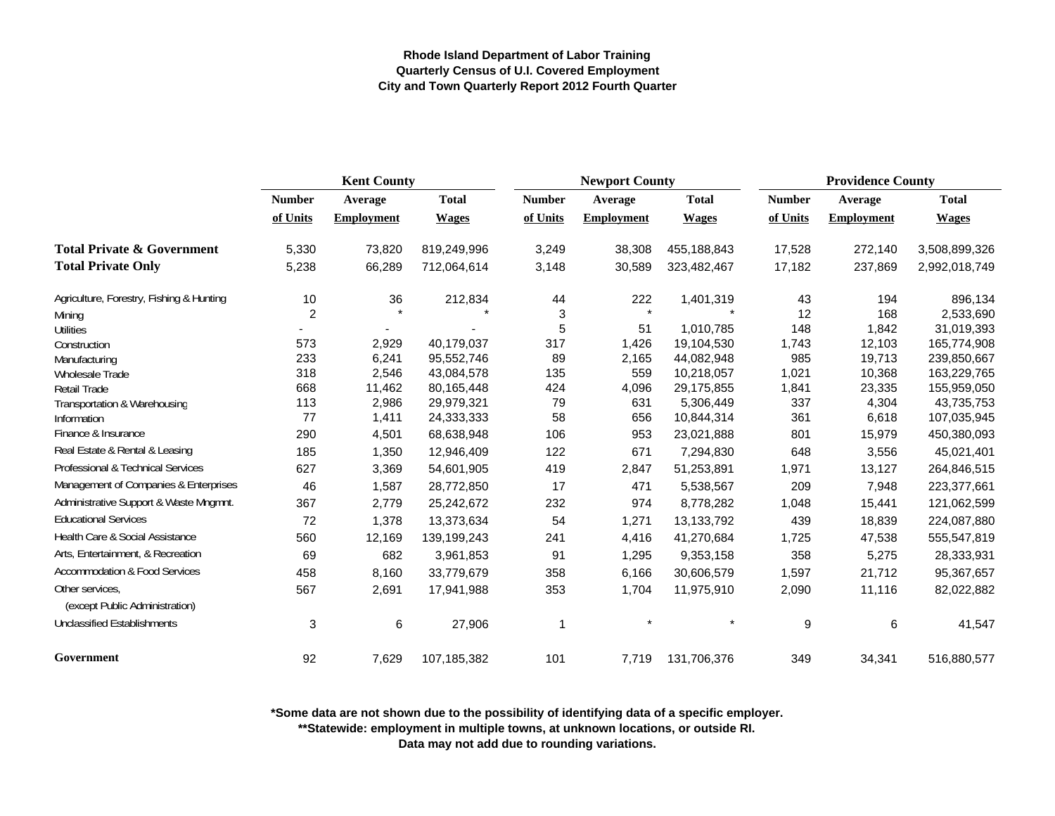**Rhode Island Department of Labor Training**
**Quarterly Census of U.I. Covered Employment**
**City and Town Quarterly Report 2012 Fourth Quarter**

| | Kent County | | | Newport County | | | Providence County | | |
|---|---|---|---|---|---|---|---|---|---|
| | Number of Units | Average Employment | Total Wages | Number of Units | Average Employment | Total Wages | Number of Units | Average Employment | Total Wages |
| **Total Private & Government** | 5,330 | 73,820 | 819,249,996 | 3,249 | 38,308 | 455,188,843 | 17,528 | 272,140 | 3,508,899,326 |
| **Total Private Only** | 5,238 | 66,289 | 712,064,614 | 3,148 | 30,589 | 323,482,467 | 17,182 | 237,869 | 2,992,018,749 |
| Agriculture, Forestry, Fishing & Hunting | 10 | 36 | 212,834 | 44 | 222 | 1,401,319 | 43 | 194 | 896,134 |
| Mining | 2 | * | * | 3 | * | * | 12 | 168 | 2,533,690 |
| Utilities | - | - | - | 5 | 51 | 1,010,785 | 148 | 1,842 | 31,019,393 |
| Construction | 573 | 2,929 | 40,179,037 | 317 | 1,426 | 19,104,530 | 1,743 | 12,103 | 165,774,908 |
| Manufacturing | 233 | 6,241 | 95,552,746 | 89 | 2,165 | 44,082,948 | 985 | 19,713 | 239,850,667 |
| Wholesale Trade | 318 | 2,546 | 43,084,578 | 135 | 559 | 10,218,057 | 1,021 | 10,368 | 163,229,765 |
| Retail Trade | 668 | 11,462 | 80,165,448 | 424 | 4,096 | 29,175,855 | 1,841 | 23,335 | 155,959,050 |
| Transportation & Warehousing | 113 | 2,986 | 29,979,321 | 79 | 631 | 5,306,449 | 337 | 4,304 | 43,735,753 |
| Information | 77 | 1,411 | 24,333,333 | 58 | 656 | 10,844,314 | 361 | 6,618 | 107,035,945 |
| Finance & Insurance | 290 | 4,501 | 68,638,948 | 106 | 953 | 23,021,888 | 801 | 15,979 | 450,380,093 |
| Real Estate & Rental & Leasing | 185 | 1,350 | 12,946,409 | 122 | 671 | 7,294,830 | 648 | 3,556 | 45,021,401 |
| Professional & Technical Services | 627 | 3,369 | 54,601,905 | 419 | 2,847 | 51,253,891 | 1,971 | 13,127 | 264,846,515 |
| Management of Companies & Enterprises | 46 | 1,587 | 28,772,850 | 17 | 471 | 5,538,567 | 209 | 7,948 | 223,377,661 |
| Administrative Support & Waste Mngmnt. | 367 | 2,779 | 25,242,672 | 232 | 974 | 8,778,282 | 1,048 | 15,441 | 121,062,599 |
| Educational Services | 72 | 1,378 | 13,373,634 | 54 | 1,271 | 13,133,792 | 439 | 18,839 | 224,087,880 |
| Health Care & Social Assistance | 560 | 12,169 | 139,199,243 | 241 | 4,416 | 41,270,684 | 1,725 | 47,538 | 555,547,819 |
| Arts, Entertainment, & Recreation | 69 | 682 | 3,961,853 | 91 | 1,295 | 9,353,158 | 358 | 5,275 | 28,333,931 |
| Accommodation & Food Services | 458 | 8,160 | 33,779,679 | 358 | 6,166 | 30,606,579 | 1,597 | 21,712 | 95,367,657 |
| Other services, (except Public Administration) | 567 | 2,691 | 17,941,988 | 353 | 1,704 | 11,975,910 | 2,090 | 11,116 | 82,022,882 |
| Unclassified Establishments | 3 | 6 | 27,906 | 1 | * | * | 9 | 6 | 41,547 |
| **Government** | 92 | 7,629 | 107,185,382 | 101 | 7,719 | 131,706,376 | 349 | 34,341 | 516,880,577 |

**\*Some data are not shown due to the possibility of identifying data of a specific employer.**
**\*\*Statewide: employment in multiple towns, at unknown locations, or outside RI.**
**Data may not add due to rounding variations.**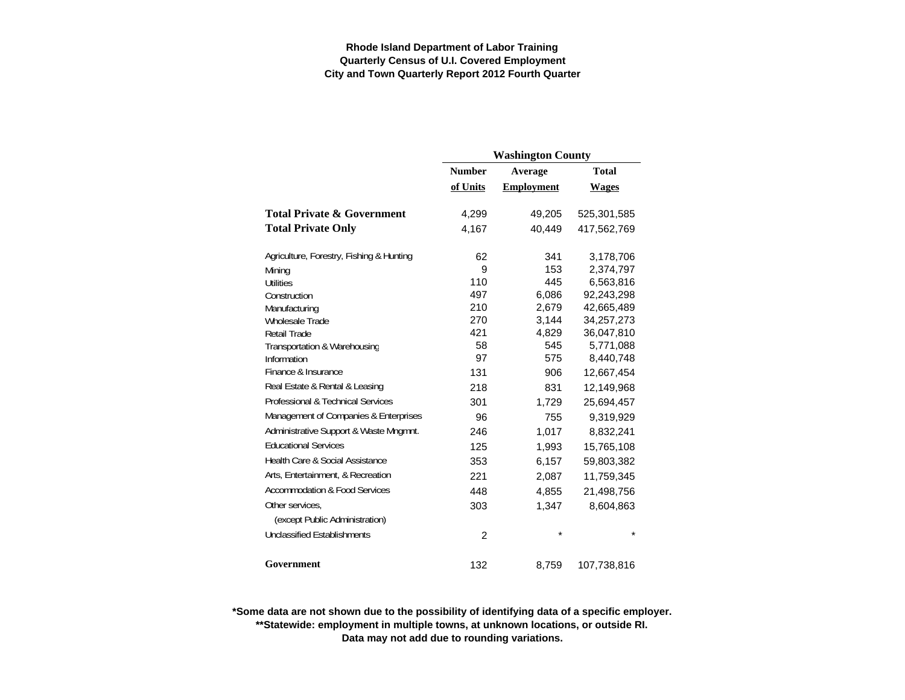**Rhode Island Department of Labor Training**
**Quarterly Census of U.I. Covered Employment**
**City and Town Quarterly Report 2012 Fourth Quarter**

| | Washington County | | |
|---|---|---|---|
| | Number of Units | Average Employment | Total Wages |
| **Total Private & Government** | 4,299 | 49,205 | 525,301,585 |
| **Total Private Only** | 4,167 | 40,449 | 417,562,769 |
| Agriculture, Forestry, Fishing & Hunting | 62 | 341 | 3,178,706 |
| Mining | 9 | 153 | 2,374,797 |
| Utilities | 110 | 445 | 6,563,816 |
| Construction | 497 | 6,086 | 92,243,298 |
| Manufacturing | 210 | 2,679 | 42,665,489 |
| Wholesale Trade | 270 | 3,144 | 34,257,273 |
| Retail Trade | 421 | 4,829 | 36,047,810 |
| Transportation & Warehousing | 58 | 545 | 5,771,088 |
| Information | 97 | 575 | 8,440,748 |
| Finance & Insurance | 131 | 906 | 12,667,454 |
| Real Estate & Rental & Leasing | 218 | 831 | 12,149,968 |
| Professional & Technical Services | 301 | 1,729 | 25,694,457 |
| Management of Companies & Enterprises | 96 | 755 | 9,319,929 |
| Administrative Support & Waste Mngmnt. | 246 | 1,017 | 8,832,241 |
| Educational Services | 125 | 1,993 | 15,765,108 |
| Health Care & Social Assistance | 353 | 6,157 | 59,803,382 |
| Arts, Entertainment, & Recreation | 221 | 2,087 | 11,759,345 |
| Accommodation & Food Services | 448 | 4,855 | 21,498,756 |
| Other services, (except Public Administration) | 303 | 1,347 | 8,604,863 |
| Unclassified Establishments | 2 | * | * |
| **Government** | 132 | 8,759 | 107,738,816 |

**\*Some data are not shown due to the possibility of identifying data of a specific employer.**
**\*\*Statewide: employment in multiple towns, at unknown locations, or outside RI.**
**Data may not add due to rounding variations.**